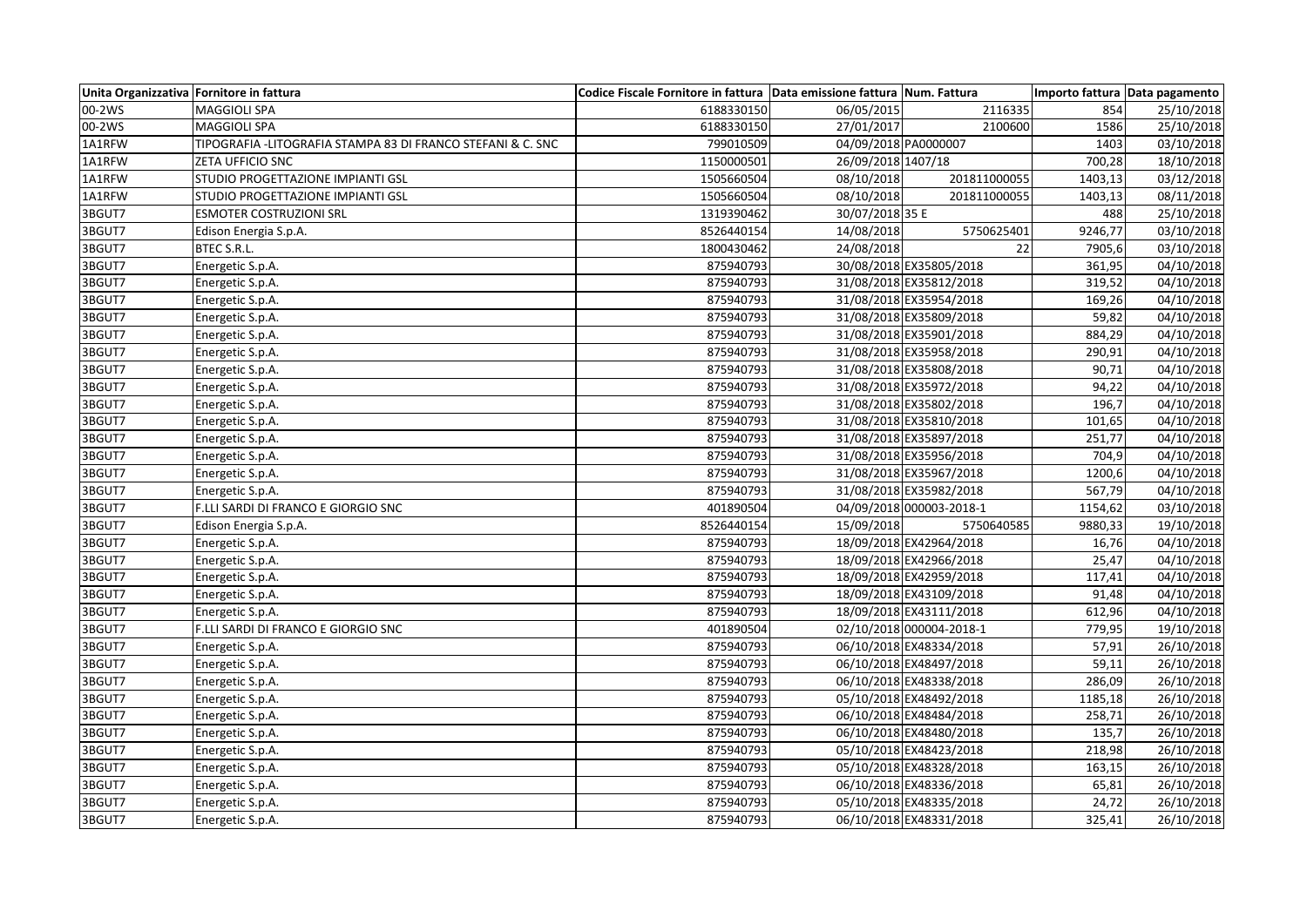| Unita Organizzativa | Fornitore in fattura | Codice Fiscale Fornitore in fattura | Data emissione fattura | Num. Fattura | Importo fattura | Data pagamento |
|---|---|---|---|---|---|---|
| 00-2WS | MAGGIOLI SPA | 6188330150 | 06/05/2015 | 2116335 | 854 | 25/10/2018 |
| 00-2WS | MAGGIOLI SPA | 6188330150 | 27/01/2017 | 2100600 | 1586 | 25/10/2018 |
| 1A1RFW | TIPOGRAFIA -LITOGRAFIA STAMPA 83 DI FRANCO STEFANI & C. SNC | 799010509 | 04/09/2018 | PA0000007 | 1403 | 03/10/2018 |
| 1A1RFW | ZETA UFFICIO SNC | 1150000501 | 26/09/2018 | 1407/18 | 700,28 | 18/10/2018 |
| 1A1RFW | STUDIO PROGETTAZIONE IMPIANTI GSL | 1505660504 | 08/10/2018 | 201811000055 | 1403,13 | 03/12/2018 |
| 1A1RFW | STUDIO PROGETTAZIONE IMPIANTI GSL | 1505660504 | 08/10/2018 | 201811000055 | 1403,13 | 08/11/2018 |
| 3BGUT7 | ESMOTER COSTRUZIONI SRL | 1319390462 | 30/07/2018 | 35 E | 488 | 25/10/2018 |
| 3BGUT7 | Edison Energia S.p.A. | 8526440154 | 14/08/2018 | 5750625401 | 9246,77 | 03/10/2018 |
| 3BGUT7 | BTEC S.R.L. | 1800430462 | 24/08/2018 | 22 | 7905,6 | 03/10/2018 |
| 3BGUT7 | Energetic S.p.A. | 875940793 | 30/08/2018 | EX35805/2018 | 361,95 | 04/10/2018 |
| 3BGUT7 | Energetic S.p.A. | 875940793 | 31/08/2018 | EX35812/2018 | 319,52 | 04/10/2018 |
| 3BGUT7 | Energetic S.p.A. | 875940793 | 31/08/2018 | EX35954/2018 | 169,26 | 04/10/2018 |
| 3BGUT7 | Energetic S.p.A. | 875940793 | 31/08/2018 | EX35809/2018 | 59,82 | 04/10/2018 |
| 3BGUT7 | Energetic S.p.A. | 875940793 | 31/08/2018 | EX35901/2018 | 884,29 | 04/10/2018 |
| 3BGUT7 | Energetic S.p.A. | 875940793 | 31/08/2018 | EX35958/2018 | 290,91 | 04/10/2018 |
| 3BGUT7 | Energetic S.p.A. | 875940793 | 31/08/2018 | EX35808/2018 | 90,71 | 04/10/2018 |
| 3BGUT7 | Energetic S.p.A. | 875940793 | 31/08/2018 | EX35972/2018 | 94,22 | 04/10/2018 |
| 3BGUT7 | Energetic S.p.A. | 875940793 | 31/08/2018 | EX35802/2018 | 196,7 | 04/10/2018 |
| 3BGUT7 | Energetic S.p.A. | 875940793 | 31/08/2018 | EX35810/2018 | 101,65 | 04/10/2018 |
| 3BGUT7 | Energetic S.p.A. | 875940793 | 31/08/2018 | EX35897/2018 | 251,77 | 04/10/2018 |
| 3BGUT7 | Energetic S.p.A. | 875940793 | 31/08/2018 | EX35956/2018 | 704,9 | 04/10/2018 |
| 3BGUT7 | Energetic S.p.A. | 875940793 | 31/08/2018 | EX35967/2018 | 1200,6 | 04/10/2018 |
| 3BGUT7 | Energetic S.p.A. | 875940793 | 31/08/2018 | EX35982/2018 | 567,79 | 04/10/2018 |
| 3BGUT7 | F.LLI SARDI DI FRANCO E GIORGIO SNC | 401890504 | 04/09/2018 | 000003-2018-1 | 1154,62 | 03/10/2018 |
| 3BGUT7 | Edison Energia S.p.A. | 8526440154 | 15/09/2018 | 5750640585 | 9880,33 | 19/10/2018 |
| 3BGUT7 | Energetic S.p.A. | 875940793 | 18/09/2018 | EX42964/2018 | 16,76 | 04/10/2018 |
| 3BGUT7 | Energetic S.p.A. | 875940793 | 18/09/2018 | EX42966/2018 | 25,47 | 04/10/2018 |
| 3BGUT7 | Energetic S.p.A. | 875940793 | 18/09/2018 | EX42959/2018 | 117,41 | 04/10/2018 |
| 3BGUT7 | Energetic S.p.A. | 875940793 | 18/09/2018 | EX43109/2018 | 91,48 | 04/10/2018 |
| 3BGUT7 | Energetic S.p.A. | 875940793 | 18/09/2018 | EX43111/2018 | 612,96 | 04/10/2018 |
| 3BGUT7 | F.LLI SARDI DI FRANCO E GIORGIO SNC | 401890504 | 02/10/2018 | 000004-2018-1 | 779,95 | 19/10/2018 |
| 3BGUT7 | Energetic S.p.A. | 875940793 | 06/10/2018 | EX48334/2018 | 57,91 | 26/10/2018 |
| 3BGUT7 | Energetic S.p.A. | 875940793 | 06/10/2018 | EX48497/2018 | 59,11 | 26/10/2018 |
| 3BGUT7 | Energetic S.p.A. | 875940793 | 06/10/2018 | EX48338/2018 | 286,09 | 26/10/2018 |
| 3BGUT7 | Energetic S.p.A. | 875940793 | 05/10/2018 | EX48492/2018 | 1185,18 | 26/10/2018 |
| 3BGUT7 | Energetic S.p.A. | 875940793 | 06/10/2018 | EX48484/2018 | 258,71 | 26/10/2018 |
| 3BGUT7 | Energetic S.p.A. | 875940793 | 06/10/2018 | EX48480/2018 | 135,7 | 26/10/2018 |
| 3BGUT7 | Energetic S.p.A. | 875940793 | 05/10/2018 | EX48423/2018 | 218,98 | 26/10/2018 |
| 3BGUT7 | Energetic S.p.A. | 875940793 | 05/10/2018 | EX48328/2018 | 163,15 | 26/10/2018 |
| 3BGUT7 | Energetic S.p.A. | 875940793 | 06/10/2018 | EX48336/2018 | 65,81 | 26/10/2018 |
| 3BGUT7 | Energetic S.p.A. | 875940793 | 05/10/2018 | EX48335/2018 | 24,72 | 26/10/2018 |
| 3BGUT7 | Energetic S.p.A. | 875940793 | 06/10/2018 | EX48331/2018 | 325,41 | 26/10/2018 |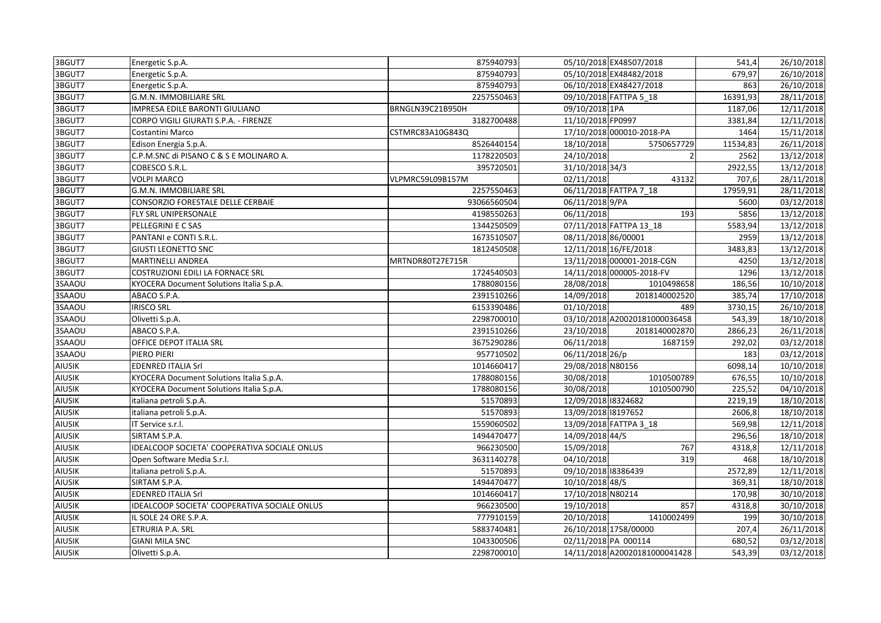| | | | | | | |
|---|---|---|---|---|---|---|
| 3BGUT7 | Energetic S.p.A. | 875940793 | 05/10/2018 | EX48507/2018 | 541,4 | 26/10/2018 |
| 3BGUT7 | Energetic S.p.A. | 875940793 | 05/10/2018 | EX48482/2018 | 679,97 | 26/10/2018 |
| 3BGUT7 | Energetic S.p.A. | 875940793 | 06/10/2018 | EX48427/2018 | 863 | 26/10/2018 |
| 3BGUT7 | G.M.N. IMMOBILIARE SRL | 2257550463 | 09/10/2018 | FATTPA 5_18 | 16391,93 | 28/11/2018 |
| 3BGUT7 | IMPRESA EDILE BARONTI GIULIANO | BRNGLN39C21B950H | 09/10/2018 | 1PA | 1187,06 | 12/11/2018 |
| 3BGUT7 | CORPO VIGILI GIURATI S.P.A. - FIRENZE | 3182700488 | 11/10/2018 | FP0997 | 3381,84 | 12/11/2018 |
| 3BGUT7 | Costantini Marco | CSTMRC83A10G843Q | 17/10/2018 | 000010-2018-PA | 1464 | 15/11/2018 |
| 3BGUT7 | Edison Energia S.p.A. | 8526440154 | 18/10/2018 | 5750657729 | 11534,83 | 26/11/2018 |
| 3BGUT7 | C.P.M.SNC di PISANO C & S E MOLINARO A. | 1178220503 | 24/10/2018 | 2 | 2562 | 13/12/2018 |
| 3BGUT7 | COBESCO S.R.L. | 395720501 | 31/10/2018 | 34/3 | 2922,55 | 13/12/2018 |
| 3BGUT7 | VOLPI MARCO | VLPMRC59L09B157M | 02/11/2018 | 43132 | 707,6 | 28/11/2018 |
| 3BGUT7 | G.M.N. IMMOBILIARE SRL | 2257550463 | 06/11/2018 | FATTPA 7_18 | 17959,91 | 28/11/2018 |
| 3BGUT7 | CONSORZIO FORESTALE DELLE CERBAIE | 93066560504 | 06/11/2018 | 9/PA | 5600 | 03/12/2018 |
| 3BGUT7 | FLY SRL UNIPERSONALE | 4198550263 | 06/11/2018 | 193 | 5856 | 13/12/2018 |
| 3BGUT7 | PELLEGRINI E C SAS | 1344250509 | 07/11/2018 | FATTPA 13_18 | 5583,94 | 13/12/2018 |
| 3BGUT7 | PANTANI e CONTI S.R.L. | 1673510507 | 08/11/2018 | 86/00001 | 2959 | 13/12/2018 |
| 3BGUT7 | GIUSTI LEONETTO SNC | 1812450508 | 12/11/2018 | 16/FE/2018 | 3483,83 | 13/12/2018 |
| 3BGUT7 | MARTINELLI ANDREA | MRTNDR80T27E715R | 13/11/2018 | 000001-2018-CGN | 4250 | 13/12/2018 |
| 3BGUT7 | COSTRUZIONI EDILI LA FORNACE SRL | 1724540503 | 14/11/2018 | 000005-2018-FV | 1296 | 13/12/2018 |
| 3SAAOU | KYOCERA Document Solutions Italia S.p.A. | 1788080156 | 28/08/2018 | 1010498658 | 186,56 | 10/10/2018 |
| 3SAAOU | ABACO S.P.A. | 2391510266 | 14/09/2018 | 2018140002520 | 385,74 | 17/10/2018 |
| 3SAAOU | IRISCO SRL | 6153390486 | 01/10/2018 | 489 | 3730,15 | 26/10/2018 |
| 3SAAOU | Olivetti S.p.A. | 2298700010 | 03/10/2018 | A20020181000036458 | 543,39 | 18/10/2018 |
| 3SAAOU | ABACO S.P.A. | 2391510266 | 23/10/2018 | 2018140002870 | 2866,23 | 26/11/2018 |
| 3SAAOU | OFFICE DEPOT ITALIA SRL | 3675290286 | 06/11/2018 | 1687159 | 292,02 | 03/12/2018 |
| 3SAAOU | PIERO PIERI | 957710502 | 06/11/2018 | 26/p | 183 | 03/12/2018 |
| AIUSIK | EDENRED ITALIA Srl | 1014660417 | 29/08/2018 | N80156 | 6098,14 | 10/10/2018 |
| AIUSIK | KYOCERA Document Solutions Italia S.p.A. | 1788080156 | 30/08/2018 | 1010500789 | 676,55 | 10/10/2018 |
| AIUSIK | KYOCERA Document Solutions Italia S.p.A. | 1788080156 | 30/08/2018 | 1010500790 | 225,52 | 04/10/2018 |
| AIUSIK | italiana petroli S.p.A. | 51570893 | 12/09/2018 | I8324682 | 2219,19 | 18/10/2018 |
| AIUSIK | italiana petroli S.p.A. | 51570893 | 13/09/2018 | I8197652 | 2606,8 | 18/10/2018 |
| AIUSIK | IT Service s.r.l. | 1559060502 | 13/09/2018 | FATTPA 3_18 | 569,98 | 12/11/2018 |
| AIUSIK | SIRTAM S.P.A. | 1494470477 | 14/09/2018 | 44/S | 296,56 | 18/10/2018 |
| AIUSIK | IDEALCOOP SOCIETA' COOPERATIVA SOCIALE ONLUS | 966230500 | 15/09/2018 | 767 | 4318,8 | 12/11/2018 |
| AIUSIK | Open Software Media S.r.l. | 3631140278 | 04/10/2018 | 319 | 468 | 18/10/2018 |
| AIUSIK | italiana petroli S.p.A. | 51570893 | 09/10/2018 | I8386439 | 2572,89 | 12/11/2018 |
| AIUSIK | SIRTAM S.P.A. | 1494470477 | 10/10/2018 | 48/S | 369,31 | 18/10/2018 |
| AIUSIK | EDENRED ITALIA Srl | 1014660417 | 17/10/2018 | N80214 | 170,98 | 30/10/2018 |
| AIUSIK | IDEALCOOP SOCIETA' COOPERATIVA SOCIALE ONLUS | 966230500 | 19/10/2018 | 857 | 4318,8 | 30/10/2018 |
| AIUSIK | IL SOLE 24 ORE S.P.A. | 777910159 | 20/10/2018 | 1410002499 | 199 | 30/10/2018 |
| AIUSIK | ETRURIA P.A. SRL | 5883740481 | 26/10/2018 | 1758/00000 | 207,4 | 26/11/2018 |
| AIUSIK | GIANI MILA SNC | 1043300506 | 02/11/2018 | PA 000114 | 680,52 | 03/12/2018 |
| AIUSIK | Olivetti S.p.A. | 2298700010 | 14/11/2018 | A20020181000041428 | 543,39 | 03/12/2018 |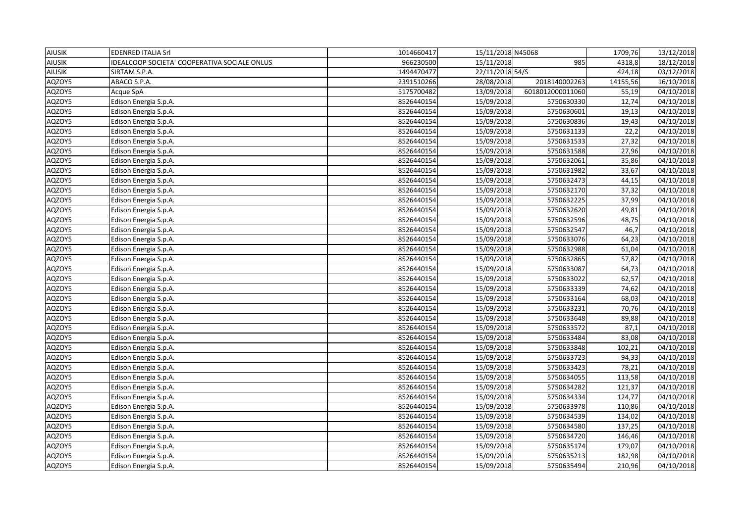| | | | | | | |
|---|---|---|---|---|---|---|
| AIUSIK | EDENRED ITALIA Srl | 1014660417 | 15/11/2018 | N45068 | 1709,76 | 13/12/2018 |
| AIUSIK | IDEALCOOP SOCIETA' COOPERATIVA SOCIALE ONLUS | 966230500 | 15/11/2018 | 985 | 4318,8 | 18/12/2018 |
| AIUSIK | SIRTAM S.P.A. | 1494470477 | 22/11/2018 | 54/S | 424,18 | 03/12/2018 |
| AQZOY5 | ABACO S.P.A. | 2391510266 | 28/08/2018 | 2018140002263 | 14155,56 | 16/10/2018 |
| AQZOY5 | Acque SpA | 5175700482 | 13/09/2018 | 6018012000011060 | 55,19 | 04/10/2018 |
| AQZOY5 | Edison Energia S.p.A. | 8526440154 | 15/09/2018 | 5750630330 | 12,74 | 04/10/2018 |
| AQZOY5 | Edison Energia S.p.A. | 8526440154 | 15/09/2018 | 5750630601 | 19,13 | 04/10/2018 |
| AQZOY5 | Edison Energia S.p.A. | 8526440154 | 15/09/2018 | 5750630836 | 19,43 | 04/10/2018 |
| AQZOY5 | Edison Energia S.p.A. | 8526440154 | 15/09/2018 | 5750631133 | 22,2 | 04/10/2018 |
| AQZOY5 | Edison Energia S.p.A. | 8526440154 | 15/09/2018 | 5750631533 | 27,32 | 04/10/2018 |
| AQZOY5 | Edison Energia S.p.A. | 8526440154 | 15/09/2018 | 5750631588 | 27,96 | 04/10/2018 |
| AQZOY5 | Edison Energia S.p.A. | 8526440154 | 15/09/2018 | 5750632061 | 35,86 | 04/10/2018 |
| AQZOY5 | Edison Energia S.p.A. | 8526440154 | 15/09/2018 | 5750631982 | 33,67 | 04/10/2018 |
| AQZOY5 | Edison Energia S.p.A. | 8526440154 | 15/09/2018 | 5750632473 | 44,15 | 04/10/2018 |
| AQZOY5 | Edison Energia S.p.A. | 8526440154 | 15/09/2018 | 5750632170 | 37,32 | 04/10/2018 |
| AQZOY5 | Edison Energia S.p.A. | 8526440154 | 15/09/2018 | 5750632225 | 37,99 | 04/10/2018 |
| AQZOY5 | Edison Energia S.p.A. | 8526440154 | 15/09/2018 | 5750632620 | 49,81 | 04/10/2018 |
| AQZOY5 | Edison Energia S.p.A. | 8526440154 | 15/09/2018 | 5750632596 | 48,75 | 04/10/2018 |
| AQZOY5 | Edison Energia S.p.A. | 8526440154 | 15/09/2018 | 5750632547 | 46,7 | 04/10/2018 |
| AQZOY5 | Edison Energia S.p.A. | 8526440154 | 15/09/2018 | 5750633076 | 64,23 | 04/10/2018 |
| AQZOY5 | Edison Energia S.p.A. | 8526440154 | 15/09/2018 | 5750632988 | 61,04 | 04/10/2018 |
| AQZOY5 | Edison Energia S.p.A. | 8526440154 | 15/09/2018 | 5750632865 | 57,82 | 04/10/2018 |
| AQZOY5 | Edison Energia S.p.A. | 8526440154 | 15/09/2018 | 5750633087 | 64,73 | 04/10/2018 |
| AQZOY5 | Edison Energia S.p.A. | 8526440154 | 15/09/2018 | 5750633022 | 62,57 | 04/10/2018 |
| AQZOY5 | Edison Energia S.p.A. | 8526440154 | 15/09/2018 | 5750633339 | 74,62 | 04/10/2018 |
| AQZOY5 | Edison Energia S.p.A. | 8526440154 | 15/09/2018 | 5750633164 | 68,03 | 04/10/2018 |
| AQZOY5 | Edison Energia S.p.A. | 8526440154 | 15/09/2018 | 5750633231 | 70,76 | 04/10/2018 |
| AQZOY5 | Edison Energia S.p.A. | 8526440154 | 15/09/2018 | 5750633648 | 89,88 | 04/10/2018 |
| AQZOY5 | Edison Energia S.p.A. | 8526440154 | 15/09/2018 | 5750633572 | 87,1 | 04/10/2018 |
| AQZOY5 | Edison Energia S.p.A. | 8526440154 | 15/09/2018 | 5750633484 | 83,08 | 04/10/2018 |
| AQZOY5 | Edison Energia S.p.A. | 8526440154 | 15/09/2018 | 5750633848 | 102,21 | 04/10/2018 |
| AQZOY5 | Edison Energia S.p.A. | 8526440154 | 15/09/2018 | 5750633723 | 94,33 | 04/10/2018 |
| AQZOY5 | Edison Energia S.p.A. | 8526440154 | 15/09/2018 | 5750633423 | 78,21 | 04/10/2018 |
| AQZOY5 | Edison Energia S.p.A. | 8526440154 | 15/09/2018 | 5750634055 | 113,58 | 04/10/2018 |
| AQZOY5 | Edison Energia S.p.A. | 8526440154 | 15/09/2018 | 5750634282 | 121,37 | 04/10/2018 |
| AQZOY5 | Edison Energia S.p.A. | 8526440154 | 15/09/2018 | 5750634334 | 124,77 | 04/10/2018 |
| AQZOY5 | Edison Energia S.p.A. | 8526440154 | 15/09/2018 | 5750633978 | 110,86 | 04/10/2018 |
| AQZOY5 | Edison Energia S.p.A. | 8526440154 | 15/09/2018 | 5750634539 | 134,02 | 04/10/2018 |
| AQZOY5 | Edison Energia S.p.A. | 8526440154 | 15/09/2018 | 5750634580 | 137,25 | 04/10/2018 |
| AQZOY5 | Edison Energia S.p.A. | 8526440154 | 15/09/2018 | 5750634720 | 146,46 | 04/10/2018 |
| AQZOY5 | Edison Energia S.p.A. | 8526440154 | 15/09/2018 | 5750635174 | 179,07 | 04/10/2018 |
| AQZOY5 | Edison Energia S.p.A. | 8526440154 | 15/09/2018 | 5750635213 | 182,98 | 04/10/2018 |
| AQZOY5 | Edison Energia S.p.A. | 8526440154 | 15/09/2018 | 5750635494 | 210,96 | 04/10/2018 |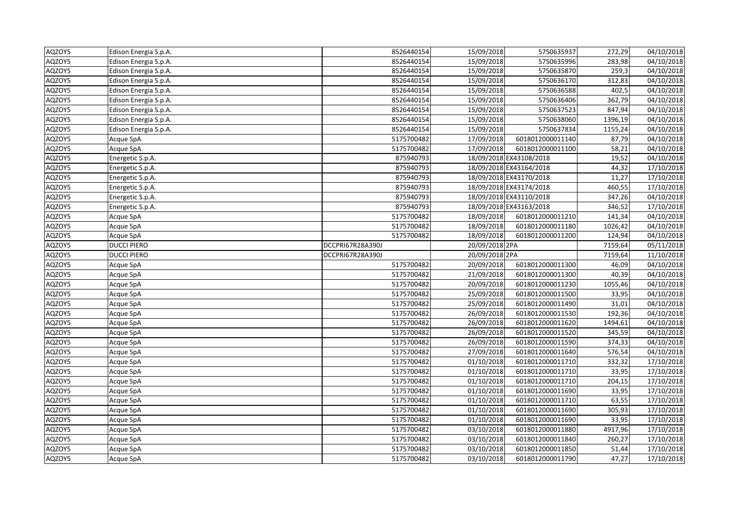| AQZOY5 | Edison Energia S.p.A. | 8526440154 | 15/09/2018 | 5750635937 | 272,29 | 04/10/2018 |
|---|---|---|---|---|---|---|
| AQZOY5 | Edison Energia S.p.A. | 8526440154 | 15/09/2018 | 5750635996 | 283,98 | 04/10/2018 |
| AQZOY5 | Edison Energia S.p.A. | 8526440154 | 15/09/2018 | 5750635870 | 259,3 | 04/10/2018 |
| AQZOY5 | Edison Energia S.p.A. | 8526440154 | 15/09/2018 | 5750636170 | 312,83 | 04/10/2018 |
| AQZOY5 | Edison Energia S.p.A. | 8526440154 | 15/09/2018 | 5750636588 | 402,5 | 04/10/2018 |
| AQZOY5 | Edison Energia S.p.A. | 8526440154 | 15/09/2018 | 5750636406 | 362,79 | 04/10/2018 |
| AQZOY5 | Edison Energia S.p.A. | 8526440154 | 15/09/2018 | 5750637523 | 847,94 | 04/10/2018 |
| AQZOY5 | Edison Energia S.p.A. | 8526440154 | 15/09/2018 | 5750638060 | 1396,19 | 04/10/2018 |
| AQZOY5 | Edison Energia S.p.A. | 8526440154 | 15/09/2018 | 5750637834 | 1155,24 | 04/10/2018 |
| AQZOY5 | Acque SpA | 5175700482 | 17/09/2018 | 6018012000011140 | 87,79 | 04/10/2018 |
| AQZOY5 | Acque SpA | 5175700482 | 17/09/2018 | 6018012000011100 | 58,21 | 04/10/2018 |
| AQZOY5 | Energetic S.p.A. | 875940793 | 18/09/2018 | EX43108/2018 | 19,52 | 04/10/2018 |
| AQZOY5 | Energetic S.p.A. | 875940793 | 18/09/2018 | EX43164/2018 | 44,32 | 17/10/2018 |
| AQZOY5 | Energetic S.p.A. | 875940793 | 18/09/2018 | EX43170/2018 | 11,27 | 17/10/2018 |
| AQZOY5 | Energetic S.p.A. | 875940793 | 18/09/2018 | EX43174/2018 | 460,55 | 17/10/2018 |
| AQZOY5 | Energetic S.p.A. | 875940793 | 18/09/2018 | EX43110/2018 | 347,26 | 04/10/2018 |
| AQZOY5 | Energetic S.p.A. | 875940793 | 18/09/2018 | EX43163/2018 | 346,52 | 17/10/2018 |
| AQZOY5 | Acque SpA | 5175700482 | 18/09/2018 | 6018012000011210 | 141,34 | 04/10/2018 |
| AQZOY5 | Acque SpA | 5175700482 | 18/09/2018 | 6018012000011180 | 1026,42 | 04/10/2018 |
| AQZOY5 | Acque SpA | 5175700482 | 18/09/2018 | 6018012000011200 | 124,94 | 04/10/2018 |
| AQZOY5 | DUCCI PIERO | DCCPRI67R28A390J | 20/09/2018 | 2PA | 7159,64 | 05/11/2018 |
| AQZOY5 | DUCCI PIERO | DCCPRI67R28A390J | 20/09/2018 | 2PA | 7159,64 | 11/10/2018 |
| AQZOY5 | Acque SpA | 5175700482 | 20/09/2018 | 6018012000011300 | 46,09 | 04/10/2018 |
| AQZOY5 | Acque SpA | 5175700482 | 21/09/2018 | 6018012000011300 | 40,39 | 04/10/2018 |
| AQZOY5 | Acque SpA | 5175700482 | 20/09/2018 | 6018012000011230 | 1055,46 | 04/10/2018 |
| AQZOY5 | Acque SpA | 5175700482 | 25/09/2018 | 6018012000011500 | 33,95 | 04/10/2018 |
| AQZOY5 | Acque SpA | 5175700482 | 25/09/2018 | 6018012000011490 | 31,01 | 04/10/2018 |
| AQZOY5 | Acque SpA | 5175700482 | 26/09/2018 | 6018012000011530 | 192,36 | 04/10/2018 |
| AQZOY5 | Acque SpA | 5175700482 | 26/09/2018 | 6018012000011620 | 1494,61 | 04/10/2018 |
| AQZOY5 | Acque SpA | 5175700482 | 26/09/2018 | 6018012000011520 | 345,59 | 04/10/2018 |
| AQZOY5 | Acque SpA | 5175700482 | 26/09/2018 | 6018012000011590 | 374,33 | 04/10/2018 |
| AQZOY5 | Acque SpA | 5175700482 | 27/09/2018 | 6018012000011640 | 576,54 | 04/10/2018 |
| AQZOY5 | Acque SpA | 5175700482 | 01/10/2018 | 6018012000011710 | 332,32 | 17/10/2018 |
| AQZOY5 | Acque SpA | 5175700482 | 01/10/2018 | 6018012000011710 | 33,95 | 17/10/2018 |
| AQZOY5 | Acque SpA | 5175700482 | 01/10/2018 | 6018012000011710 | 204,15 | 17/10/2018 |
| AQZOY5 | Acque SpA | 5175700482 | 01/10/2018 | 6018012000011690 | 33,95 | 17/10/2018 |
| AQZOY5 | Acque SpA | 5175700482 | 01/10/2018 | 6018012000011710 | 63,55 | 17/10/2018 |
| AQZOY5 | Acque SpA | 5175700482 | 01/10/2018 | 6018012000011690 | 305,93 | 17/10/2018 |
| AQZOY5 | Acque SpA | 5175700482 | 01/10/2018 | 6018012000011690 | 33,95 | 17/10/2018 |
| AQZOY5 | Acque SpA | 5175700482 | 03/10/2018 | 6018012000011880 | 4917,96 | 17/10/2018 |
| AQZOY5 | Acque SpA | 5175700482 | 03/10/2018 | 6018012000011840 | 260,27 | 17/10/2018 |
| AQZOY5 | Acque SpA | 5175700482 | 03/10/2018 | 6018012000011850 | 51,44 | 17/10/2018 |
| AQZOY5 | Acque SpA | 5175700482 | 03/10/2018 | 6018012000011790 | 47,27 | 17/10/2018 |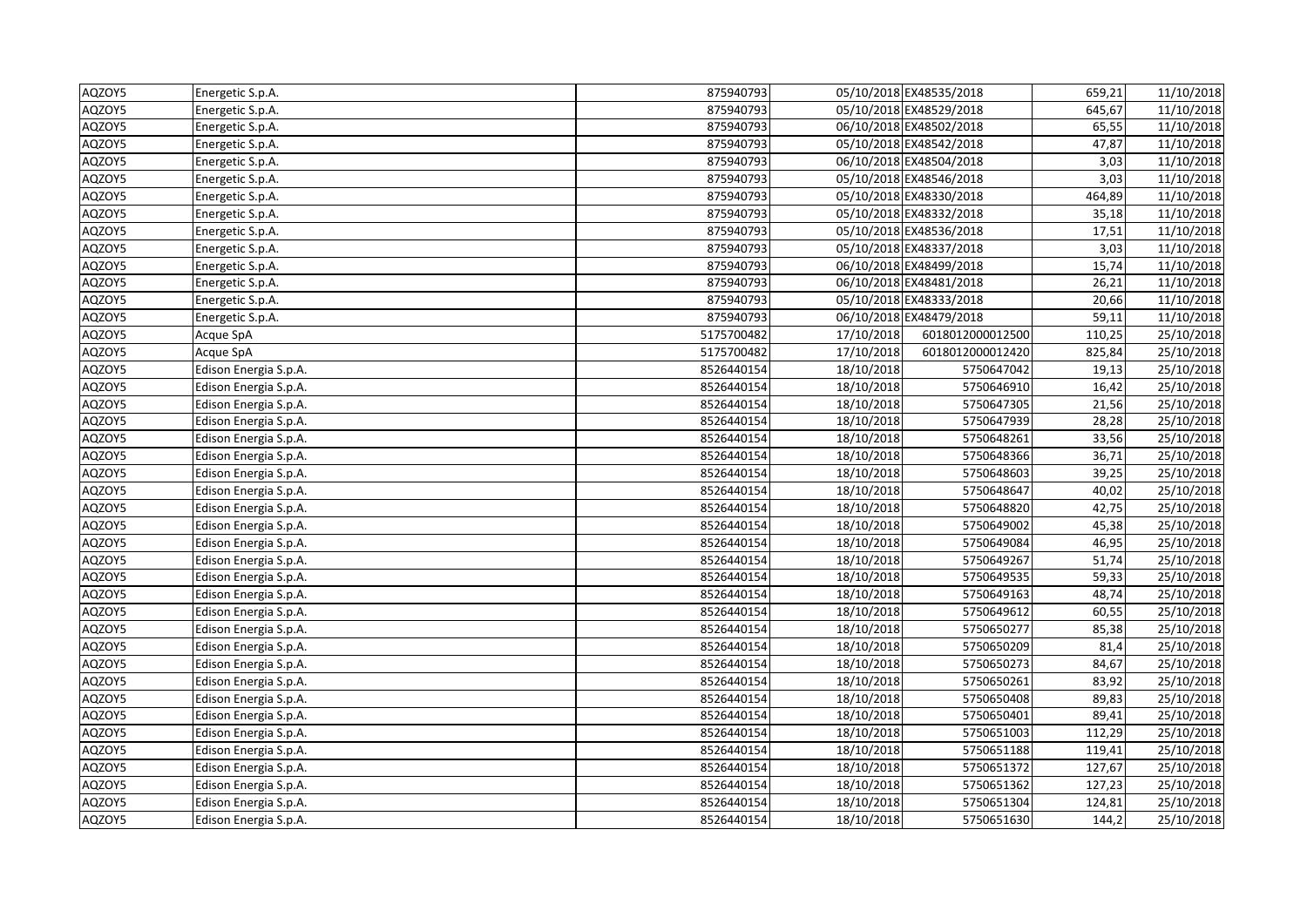| | | | | | | |
|---|---|---|---|---|---|---|
| AQZOY5 | Energetic S.p.A. | 875940793 | 05/10/2018 | EX48535/2018 | 659,21 | 11/10/2018 |
| AQZOY5 | Energetic S.p.A. | 875940793 | 05/10/2018 | EX48529/2018 | 645,67 | 11/10/2018 |
| AQZOY5 | Energetic S.p.A. | 875940793 | 06/10/2018 | EX48502/2018 | 65,55 | 11/10/2018 |
| AQZOY5 | Energetic S.p.A. | 875940793 | 05/10/2018 | EX48542/2018 | 47,87 | 11/10/2018 |
| AQZOY5 | Energetic S.p.A. | 875940793 | 06/10/2018 | EX48504/2018 | 3,03 | 11/10/2018 |
| AQZOY5 | Energetic S.p.A. | 875940793 | 05/10/2018 | EX48546/2018 | 3,03 | 11/10/2018 |
| AQZOY5 | Energetic S.p.A. | 875940793 | 05/10/2018 | EX48330/2018 | 464,89 | 11/10/2018 |
| AQZOY5 | Energetic S.p.A. | 875940793 | 05/10/2018 | EX48332/2018 | 35,18 | 11/10/2018 |
| AQZOY5 | Energetic S.p.A. | 875940793 | 05/10/2018 | EX48536/2018 | 17,51 | 11/10/2018 |
| AQZOY5 | Energetic S.p.A. | 875940793 | 05/10/2018 | EX48337/2018 | 3,03 | 11/10/2018 |
| AQZOY5 | Energetic S.p.A. | 875940793 | 06/10/2018 | EX48499/2018 | 15,74 | 11/10/2018 |
| AQZOY5 | Energetic S.p.A. | 875940793 | 06/10/2018 | EX48481/2018 | 26,21 | 11/10/2018 |
| AQZOY5 | Energetic S.p.A. | 875940793 | 05/10/2018 | EX48333/2018 | 20,66 | 11/10/2018 |
| AQZOY5 | Energetic S.p.A. | 875940793 | 06/10/2018 | EX48479/2018 | 59,11 | 11/10/2018 |
| AQZOY5 | Acque SpA | 5175700482 | 17/10/2018 | 6018012000012500 | 110,25 | 25/10/2018 |
| AQZOY5 | Acque SpA | 5175700482 | 17/10/2018 | 6018012000012420 | 825,84 | 25/10/2018 |
| AQZOY5 | Edison Energia S.p.A. | 8526440154 | 18/10/2018 | 5750647042 | 19,13 | 25/10/2018 |
| AQZOY5 | Edison Energia S.p.A. | 8526440154 | 18/10/2018 | 5750646910 | 16,42 | 25/10/2018 |
| AQZOY5 | Edison Energia S.p.A. | 8526440154 | 18/10/2018 | 5750647305 | 21,56 | 25/10/2018 |
| AQZOY5 | Edison Energia S.p.A. | 8526440154 | 18/10/2018 | 5750647939 | 28,28 | 25/10/2018 |
| AQZOY5 | Edison Energia S.p.A. | 8526440154 | 18/10/2018 | 5750648261 | 33,56 | 25/10/2018 |
| AQZOY5 | Edison Energia S.p.A. | 8526440154 | 18/10/2018 | 5750648366 | 36,71 | 25/10/2018 |
| AQZOY5 | Edison Energia S.p.A. | 8526440154 | 18/10/2018 | 5750648603 | 39,25 | 25/10/2018 |
| AQZOY5 | Edison Energia S.p.A. | 8526440154 | 18/10/2018 | 5750648647 | 40,02 | 25/10/2018 |
| AQZOY5 | Edison Energia S.p.A. | 8526440154 | 18/10/2018 | 5750648820 | 42,75 | 25/10/2018 |
| AQZOY5 | Edison Energia S.p.A. | 8526440154 | 18/10/2018 | 5750649002 | 45,38 | 25/10/2018 |
| AQZOY5 | Edison Energia S.p.A. | 8526440154 | 18/10/2018 | 5750649084 | 46,95 | 25/10/2018 |
| AQZOY5 | Edison Energia S.p.A. | 8526440154 | 18/10/2018 | 5750649267 | 51,74 | 25/10/2018 |
| AQZOY5 | Edison Energia S.p.A. | 8526440154 | 18/10/2018 | 5750649535 | 59,33 | 25/10/2018 |
| AQZOY5 | Edison Energia S.p.A. | 8526440154 | 18/10/2018 | 5750649163 | 48,74 | 25/10/2018 |
| AQZOY5 | Edison Energia S.p.A. | 8526440154 | 18/10/2018 | 5750649612 | 60,55 | 25/10/2018 |
| AQZOY5 | Edison Energia S.p.A. | 8526440154 | 18/10/2018 | 5750650277 | 85,38 | 25/10/2018 |
| AQZOY5 | Edison Energia S.p.A. | 8526440154 | 18/10/2018 | 5750650209 | 81,4 | 25/10/2018 |
| AQZOY5 | Edison Energia S.p.A. | 8526440154 | 18/10/2018 | 5750650273 | 84,67 | 25/10/2018 |
| AQZOY5 | Edison Energia S.p.A. | 8526440154 | 18/10/2018 | 5750650261 | 83,92 | 25/10/2018 |
| AQZOY5 | Edison Energia S.p.A. | 8526440154 | 18/10/2018 | 5750650408 | 89,83 | 25/10/2018 |
| AQZOY5 | Edison Energia S.p.A. | 8526440154 | 18/10/2018 | 5750650401 | 89,41 | 25/10/2018 |
| AQZOY5 | Edison Energia S.p.A. | 8526440154 | 18/10/2018 | 5750651003 | 112,29 | 25/10/2018 |
| AQZOY5 | Edison Energia S.p.A. | 8526440154 | 18/10/2018 | 5750651188 | 119,41 | 25/10/2018 |
| AQZOY5 | Edison Energia S.p.A. | 8526440154 | 18/10/2018 | 5750651372 | 127,67 | 25/10/2018 |
| AQZOY5 | Edison Energia S.p.A. | 8526440154 | 18/10/2018 | 5750651362 | 127,23 | 25/10/2018 |
| AQZOY5 | Edison Energia S.p.A. | 8526440154 | 18/10/2018 | 5750651304 | 124,81 | 25/10/2018 |
| AQZOY5 | Edison Energia S.p.A. | 8526440154 | 18/10/2018 | 5750651630 | 144,2 | 25/10/2018 |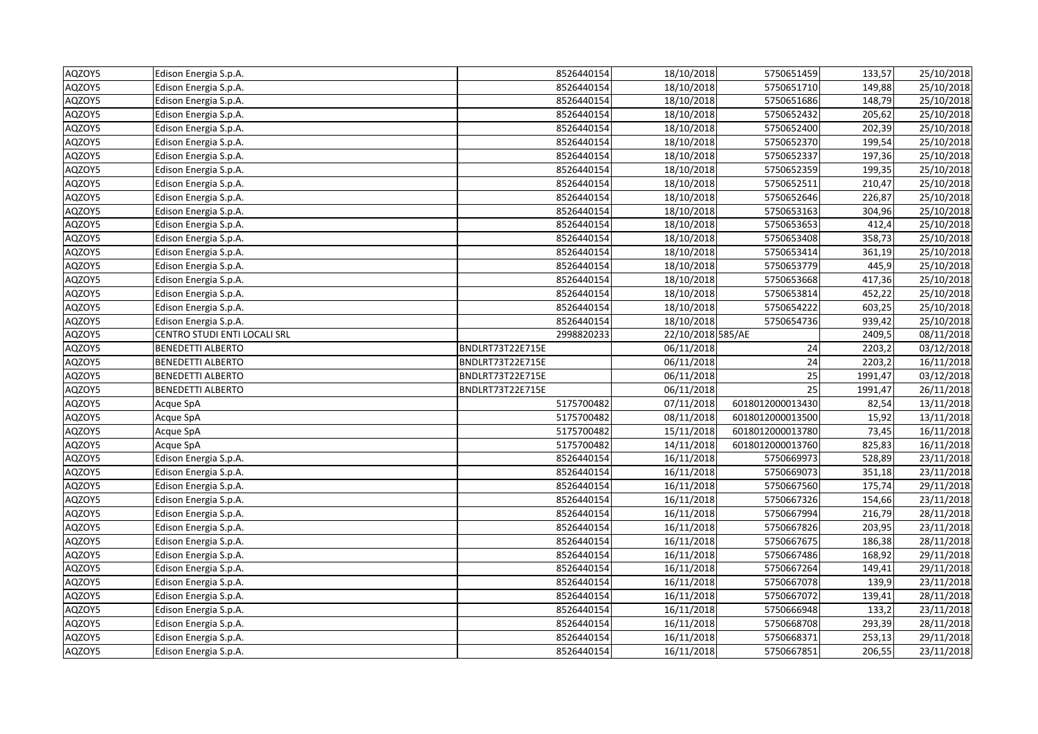| | | | | | | |
|---|---|---|---|---|---|---|---|
| AQZOY5 | Edison Energia S.p.A. | 8526440154 | 18/10/2018 | 5750651459 | 133,57 | 25/10/2018 |
| AQZOY5 | Edison Energia S.p.A. | 8526440154 | 18/10/2018 | 5750651710 | 149,88 | 25/10/2018 |
| AQZOY5 | Edison Energia S.p.A. | 8526440154 | 18/10/2018 | 5750651686 | 148,79 | 25/10/2018 |
| AQZOY5 | Edison Energia S.p.A. | 8526440154 | 18/10/2018 | 5750652432 | 205,62 | 25/10/2018 |
| AQZOY5 | Edison Energia S.p.A. | 8526440154 | 18/10/2018 | 5750652400 | 202,39 | 25/10/2018 |
| AQZOY5 | Edison Energia S.p.A. | 8526440154 | 18/10/2018 | 5750652370 | 199,54 | 25/10/2018 |
| AQZOY5 | Edison Energia S.p.A. | 8526440154 | 18/10/2018 | 5750652337 | 197,36 | 25/10/2018 |
| AQZOY5 | Edison Energia S.p.A. | 8526440154 | 18/10/2018 | 5750652359 | 199,35 | 25/10/2018 |
| AQZOY5 | Edison Energia S.p.A. | 8526440154 | 18/10/2018 | 5750652511 | 210,47 | 25/10/2018 |
| AQZOY5 | Edison Energia S.p.A. | 8526440154 | 18/10/2018 | 5750652646 | 226,87 | 25/10/2018 |
| AQZOY5 | Edison Energia S.p.A. | 8526440154 | 18/10/2018 | 5750653163 | 304,96 | 25/10/2018 |
| AQZOY5 | Edison Energia S.p.A. | 8526440154 | 18/10/2018 | 5750653653 | 412,4 | 25/10/2018 |
| AQZOY5 | Edison Energia S.p.A. | 8526440154 | 18/10/2018 | 5750653408 | 358,73 | 25/10/2018 |
| AQZOY5 | Edison Energia S.p.A. | 8526440154 | 18/10/2018 | 5750653414 | 361,19 | 25/10/2018 |
| AQZOY5 | Edison Energia S.p.A. | 8526440154 | 18/10/2018 | 5750653779 | 445,9 | 25/10/2018 |
| AQZOY5 | Edison Energia S.p.A. | 8526440154 | 18/10/2018 | 5750653668 | 417,36 | 25/10/2018 |
| AQZOY5 | Edison Energia S.p.A. | 8526440154 | 18/10/2018 | 5750653814 | 452,22 | 25/10/2018 |
| AQZOY5 | Edison Energia S.p.A. | 8526440154 | 18/10/2018 | 5750654222 | 603,25 | 25/10/2018 |
| AQZOY5 | Edison Energia S.p.A. | 8526440154 | 18/10/2018 | 5750654736 | 939,42 | 25/10/2018 |
| AQZOY5 | CENTRO STUDI ENTI LOCALI SRL | 2998820233 | 22/10/2018 | 585/AE | 2409,5 | 08/11/2018 |
| AQZOY5 | BENEDETTI ALBERTO | BNDLRT73T22E715E | 06/11/2018 | 24 | 2203,2 | 03/12/2018 |
| AQZOY5 | BENEDETTI ALBERTO | BNDLRT73T22E715E | 06/11/2018 | 24 | 2203,2 | 16/11/2018 |
| AQZOY5 | BENEDETTI ALBERTO | BNDLRT73T22E715E | 06/11/2018 | 25 | 1991,47 | 03/12/2018 |
| AQZOY5 | BENEDETTI ALBERTO | BNDLRT73T22E715E | 06/11/2018 | 25 | 1991,47 | 26/11/2018 |
| AQZOY5 | Acque SpA | 5175700482 | 07/11/2018 | 6018012000013430 | 82,54 | 13/11/2018 |
| AQZOY5 | Acque SpA | 5175700482 | 08/11/2018 | 6018012000013500 | 15,92 | 13/11/2018 |
| AQZOY5 | Acque SpA | 5175700482 | 15/11/2018 | 6018012000013780 | 73,45 | 16/11/2018 |
| AQZOY5 | Acque SpA | 5175700482 | 14/11/2018 | 6018012000013760 | 825,83 | 16/11/2018 |
| AQZOY5 | Edison Energia S.p.A. | 8526440154 | 16/11/2018 | 5750669973 | 528,89 | 23/11/2018 |
| AQZOY5 | Edison Energia S.p.A. | 8526440154 | 16/11/2018 | 5750669073 | 351,18 | 23/11/2018 |
| AQZOY5 | Edison Energia S.p.A. | 8526440154 | 16/11/2018 | 5750667560 | 175,74 | 29/11/2018 |
| AQZOY5 | Edison Energia S.p.A. | 8526440154 | 16/11/2018 | 5750667326 | 154,66 | 23/11/2018 |
| AQZOY5 | Edison Energia S.p.A. | 8526440154 | 16/11/2018 | 5750667994 | 216,79 | 28/11/2018 |
| AQZOY5 | Edison Energia S.p.A. | 8526440154 | 16/11/2018 | 5750667826 | 203,95 | 23/11/2018 |
| AQZOY5 | Edison Energia S.p.A. | 8526440154 | 16/11/2018 | 5750667675 | 186,38 | 28/11/2018 |
| AQZOY5 | Edison Energia S.p.A. | 8526440154 | 16/11/2018 | 5750667486 | 168,92 | 29/11/2018 |
| AQZOY5 | Edison Energia S.p.A. | 8526440154 | 16/11/2018 | 5750667264 | 149,41 | 29/11/2018 |
| AQZOY5 | Edison Energia S.p.A. | 8526440154 | 16/11/2018 | 5750667078 | 139,9 | 23/11/2018 |
| AQZOY5 | Edison Energia S.p.A. | 8526440154 | 16/11/2018 | 5750667072 | 139,41 | 28/11/2018 |
| AQZOY5 | Edison Energia S.p.A. | 8526440154 | 16/11/2018 | 5750666948 | 133,2 | 23/11/2018 |
| AQZOY5 | Edison Energia S.p.A. | 8526440154 | 16/11/2018 | 5750668708 | 293,39 | 28/11/2018 |
| AQZOY5 | Edison Energia S.p.A. | 8526440154 | 16/11/2018 | 5750668371 | 253,13 | 29/11/2018 |
| AQZOY5 | Edison Energia S.p.A. | 8526440154 | 16/11/2018 | 5750667851 | 206,55 | 23/11/2018 |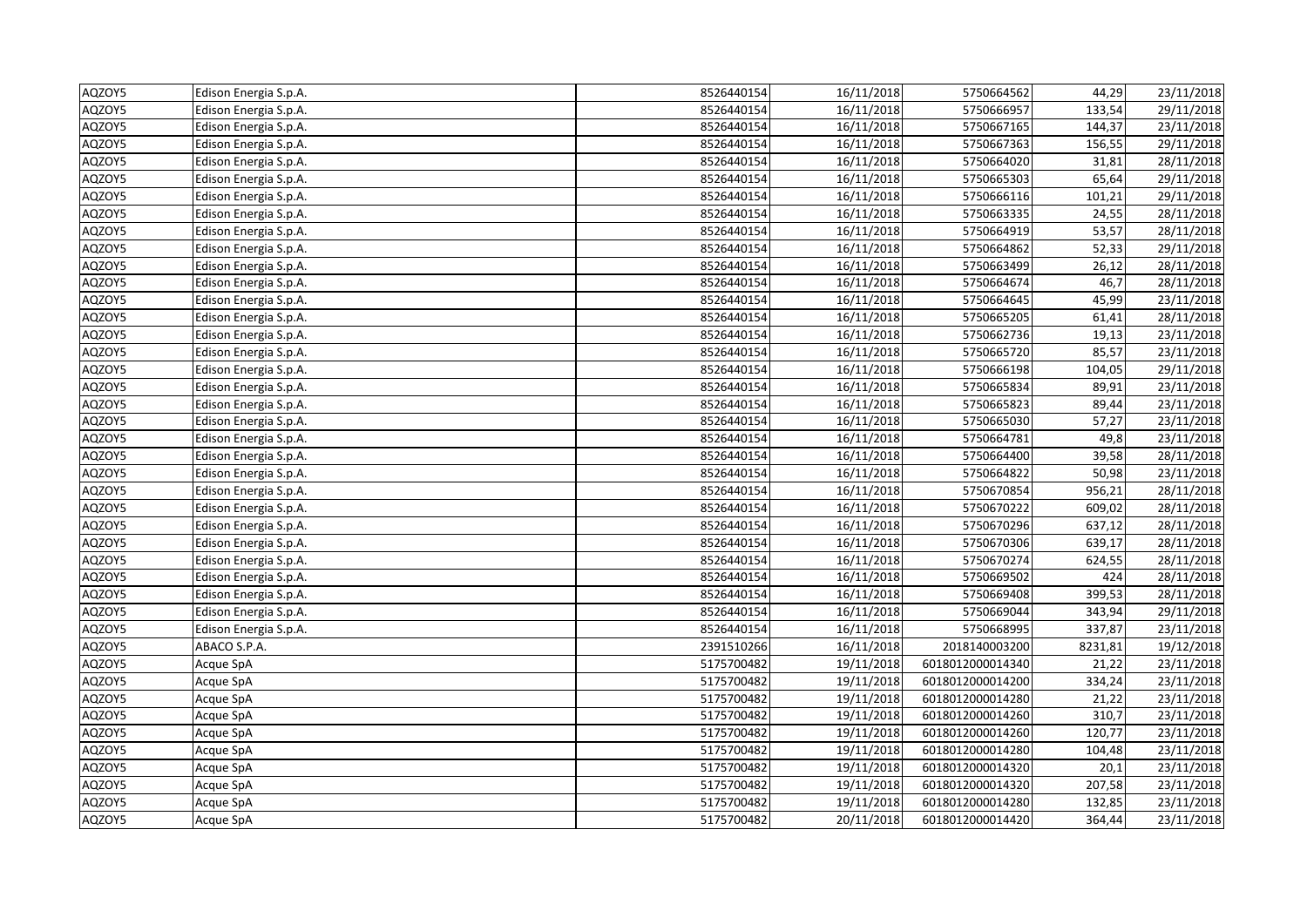| | | | | | | |
|---|---|---|---|---|---|---|
| AQZOY5 | Edison Energia S.p.A. | 8526440154 | 16/11/2018 | 5750664562 | 44,29 | 23/11/2018 |
| AQZOY5 | Edison Energia S.p.A. | 8526440154 | 16/11/2018 | 5750666957 | 133,54 | 29/11/2018 |
| AQZOY5 | Edison Energia S.p.A. | 8526440154 | 16/11/2018 | 5750667165 | 144,37 | 23/11/2018 |
| AQZOY5 | Edison Energia S.p.A. | 8526440154 | 16/11/2018 | 5750667363 | 156,55 | 29/11/2018 |
| AQZOY5 | Edison Energia S.p.A. | 8526440154 | 16/11/2018 | 5750664020 | 31,81 | 28/11/2018 |
| AQZOY5 | Edison Energia S.p.A. | 8526440154 | 16/11/2018 | 5750665303 | 65,64 | 29/11/2018 |
| AQZOY5 | Edison Energia S.p.A. | 8526440154 | 16/11/2018 | 5750666116 | 101,21 | 29/11/2018 |
| AQZOY5 | Edison Energia S.p.A. | 8526440154 | 16/11/2018 | 5750663335 | 24,55 | 28/11/2018 |
| AQZOY5 | Edison Energia S.p.A. | 8526440154 | 16/11/2018 | 5750664919 | 53,57 | 28/11/2018 |
| AQZOY5 | Edison Energia S.p.A. | 8526440154 | 16/11/2018 | 5750664862 | 52,33 | 29/11/2018 |
| AQZOY5 | Edison Energia S.p.A. | 8526440154 | 16/11/2018 | 5750663499 | 26,12 | 28/11/2018 |
| AQZOY5 | Edison Energia S.p.A. | 8526440154 | 16/11/2018 | 5750664674 | 46,7 | 28/11/2018 |
| AQZOY5 | Edison Energia S.p.A. | 8526440154 | 16/11/2018 | 5750664645 | 45,99 | 23/11/2018 |
| AQZOY5 | Edison Energia S.p.A. | 8526440154 | 16/11/2018 | 5750665205 | 61,41 | 28/11/2018 |
| AQZOY5 | Edison Energia S.p.A. | 8526440154 | 16/11/2018 | 5750662736 | 19,13 | 23/11/2018 |
| AQZOY5 | Edison Energia S.p.A. | 8526440154 | 16/11/2018 | 5750665720 | 85,57 | 23/11/2018 |
| AQZOY5 | Edison Energia S.p.A. | 8526440154 | 16/11/2018 | 5750666198 | 104,05 | 29/11/2018 |
| AQZOY5 | Edison Energia S.p.A. | 8526440154 | 16/11/2018 | 5750665834 | 89,91 | 23/11/2018 |
| AQZOY5 | Edison Energia S.p.A. | 8526440154 | 16/11/2018 | 5750665823 | 89,44 | 23/11/2018 |
| AQZOY5 | Edison Energia S.p.A. | 8526440154 | 16/11/2018 | 5750665030 | 57,27 | 23/11/2018 |
| AQZOY5 | Edison Energia S.p.A. | 8526440154 | 16/11/2018 | 5750664781 | 49,8 | 23/11/2018 |
| AQZOY5 | Edison Energia S.p.A. | 8526440154 | 16/11/2018 | 5750664400 | 39,58 | 28/11/2018 |
| AQZOY5 | Edison Energia S.p.A. | 8526440154 | 16/11/2018 | 5750664822 | 50,98 | 23/11/2018 |
| AQZOY5 | Edison Energia S.p.A. | 8526440154 | 16/11/2018 | 5750670854 | 956,21 | 28/11/2018 |
| AQZOY5 | Edison Energia S.p.A. | 8526440154 | 16/11/2018 | 5750670222 | 609,02 | 28/11/2018 |
| AQZOY5 | Edison Energia S.p.A. | 8526440154 | 16/11/2018 | 5750670296 | 637,12 | 28/11/2018 |
| AQZOY5 | Edison Energia S.p.A. | 8526440154 | 16/11/2018 | 5750670306 | 639,17 | 28/11/2018 |
| AQZOY5 | Edison Energia S.p.A. | 8526440154 | 16/11/2018 | 5750670274 | 624,55 | 28/11/2018 |
| AQZOY5 | Edison Energia S.p.A. | 8526440154 | 16/11/2018 | 5750669502 | 424 | 28/11/2018 |
| AQZOY5 | Edison Energia S.p.A. | 8526440154 | 16/11/2018 | 5750669408 | 399,53 | 28/11/2018 |
| AQZOY5 | Edison Energia S.p.A. | 8526440154 | 16/11/2018 | 5750669044 | 343,94 | 29/11/2018 |
| AQZOY5 | Edison Energia S.p.A. | 8526440154 | 16/11/2018 | 5750668995 | 337,87 | 23/11/2018 |
| AQZOY5 | ABACO S.P.A. | 2391510266 | 16/11/2018 | 2018140003200 | 8231,81 | 19/12/2018 |
| AQZOY5 | Acque SpA | 5175700482 | 19/11/2018 | 6018012000014340 | 21,22 | 23/11/2018 |
| AQZOY5 | Acque SpA | 5175700482 | 19/11/2018 | 6018012000014200 | 334,24 | 23/11/2018 |
| AQZOY5 | Acque SpA | 5175700482 | 19/11/2018 | 6018012000014280 | 21,22 | 23/11/2018 |
| AQZOY5 | Acque SpA | 5175700482 | 19/11/2018 | 6018012000014260 | 310,7 | 23/11/2018 |
| AQZOY5 | Acque SpA | 5175700482 | 19/11/2018 | 6018012000014260 | 120,77 | 23/11/2018 |
| AQZOY5 | Acque SpA | 5175700482 | 19/11/2018 | 6018012000014280 | 104,48 | 23/11/2018 |
| AQZOY5 | Acque SpA | 5175700482 | 19/11/2018 | 6018012000014320 | 20,1 | 23/11/2018 |
| AQZOY5 | Acque SpA | 5175700482 | 19/11/2018 | 6018012000014320 | 207,58 | 23/11/2018 |
| AQZOY5 | Acque SpA | 5175700482 | 19/11/2018 | 6018012000014280 | 132,85 | 23/11/2018 |
| AQZOY5 | Acque SpA | 5175700482 | 20/11/2018 | 6018012000014420 | 364,44 | 23/11/2018 |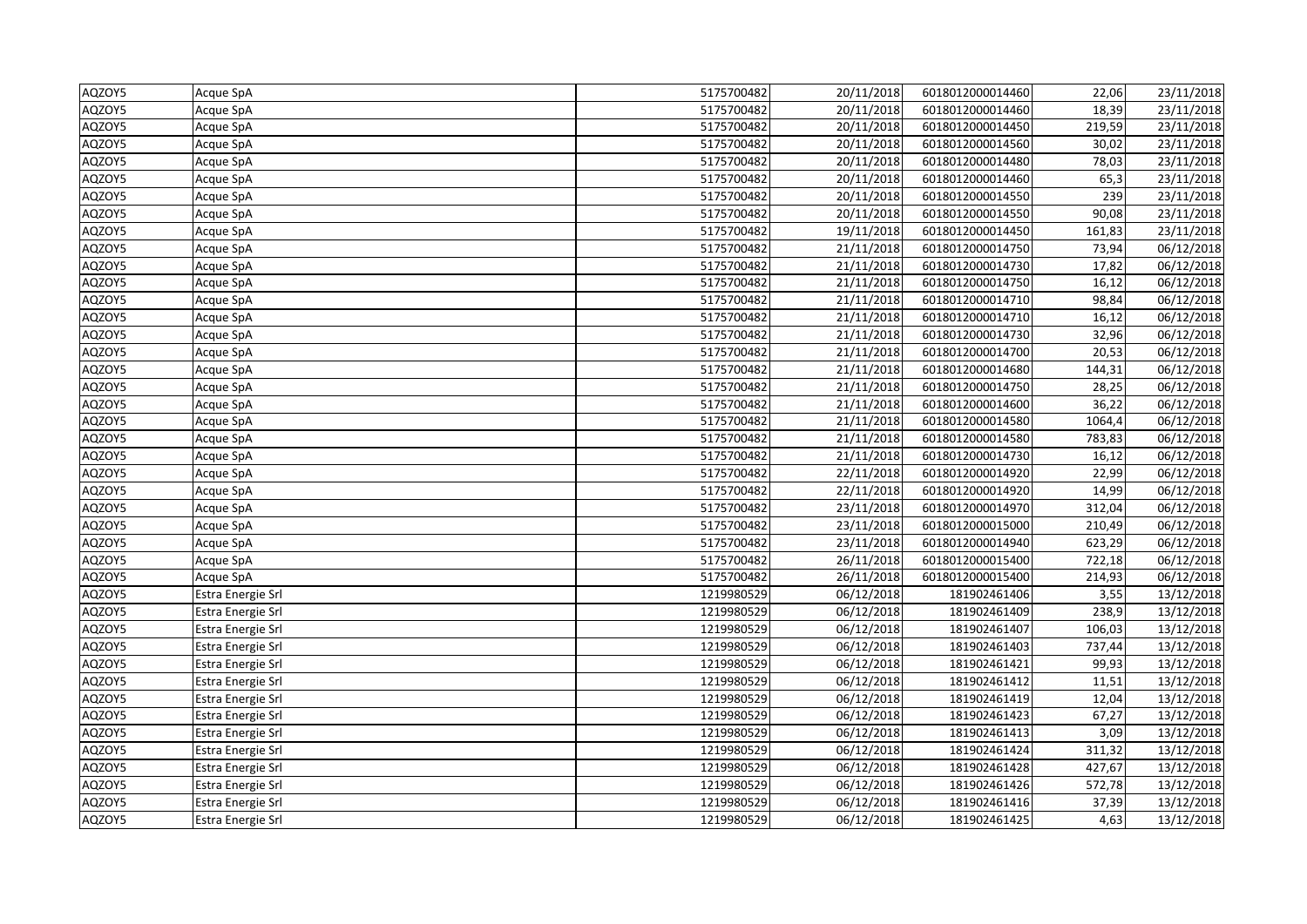| | | | | | | |
|---|---|---|---|---|---|---|
| AQZOY5 | Acque SpA | 5175700482 | 20/11/2018 | 6018012000014460 | 22,06 | 23/11/2018 |
| AQZOY5 | Acque SpA | 5175700482 | 20/11/2018 | 6018012000014460 | 18,39 | 23/11/2018 |
| AQZOY5 | Acque SpA | 5175700482 | 20/11/2018 | 6018012000014450 | 219,59 | 23/11/2018 |
| AQZOY5 | Acque SpA | 5175700482 | 20/11/2018 | 6018012000014560 | 30,02 | 23/11/2018 |
| AQZOY5 | Acque SpA | 5175700482 | 20/11/2018 | 6018012000014480 | 78,03 | 23/11/2018 |
| AQZOY5 | Acque SpA | 5175700482 | 20/11/2018 | 6018012000014460 | 65,3 | 23/11/2018 |
| AQZOY5 | Acque SpA | 5175700482 | 20/11/2018 | 6018012000014550 | 239 | 23/11/2018 |
| AQZOY5 | Acque SpA | 5175700482 | 20/11/2018 | 6018012000014550 | 90,08 | 23/11/2018 |
| AQZOY5 | Acque SpA | 5175700482 | 19/11/2018 | 6018012000014450 | 161,83 | 23/11/2018 |
| AQZOY5 | Acque SpA | 5175700482 | 21/11/2018 | 6018012000014750 | 73,94 | 06/12/2018 |
| AQZOY5 | Acque SpA | 5175700482 | 21/11/2018 | 6018012000014730 | 17,82 | 06/12/2018 |
| AQZOY5 | Acque SpA | 5175700482 | 21/11/2018 | 6018012000014750 | 16,12 | 06/12/2018 |
| AQZOY5 | Acque SpA | 5175700482 | 21/11/2018 | 6018012000014710 | 98,84 | 06/12/2018 |
| AQZOY5 | Acque SpA | 5175700482 | 21/11/2018 | 6018012000014710 | 16,12 | 06/12/2018 |
| AQZOY5 | Acque SpA | 5175700482 | 21/11/2018 | 6018012000014730 | 32,96 | 06/12/2018 |
| AQZOY5 | Acque SpA | 5175700482 | 21/11/2018 | 6018012000014700 | 20,53 | 06/12/2018 |
| AQZOY5 | Acque SpA | 5175700482 | 21/11/2018 | 6018012000014680 | 144,31 | 06/12/2018 |
| AQZOY5 | Acque SpA | 5175700482 | 21/11/2018 | 6018012000014750 | 28,25 | 06/12/2018 |
| AQZOY5 | Acque SpA | 5175700482 | 21/11/2018 | 6018012000014600 | 36,22 | 06/12/2018 |
| AQZOY5 | Acque SpA | 5175700482 | 21/11/2018 | 6018012000014580 | 1064,4 | 06/12/2018 |
| AQZOY5 | Acque SpA | 5175700482 | 21/11/2018 | 6018012000014580 | 783,83 | 06/12/2018 |
| AQZOY5 | Acque SpA | 5175700482 | 21/11/2018 | 6018012000014730 | 16,12 | 06/12/2018 |
| AQZOY5 | Acque SpA | 5175700482 | 22/11/2018 | 6018012000014920 | 22,99 | 06/12/2018 |
| AQZOY5 | Acque SpA | 5175700482 | 22/11/2018 | 6018012000014920 | 14,99 | 06/12/2018 |
| AQZOY5 | Acque SpA | 5175700482 | 23/11/2018 | 6018012000014970 | 312,04 | 06/12/2018 |
| AQZOY5 | Acque SpA | 5175700482 | 23/11/2018 | 6018012000015000 | 210,49 | 06/12/2018 |
| AQZOY5 | Acque SpA | 5175700482 | 23/11/2018 | 6018012000014940 | 623,29 | 06/12/2018 |
| AQZOY5 | Acque SpA | 5175700482 | 26/11/2018 | 6018012000015400 | 722,18 | 06/12/2018 |
| AQZOY5 | Acque SpA | 5175700482 | 26/11/2018 | 6018012000015400 | 214,93 | 06/12/2018 |
| AQZOY5 | Estra Energie Srl | 1219980529 | 06/12/2018 | 181902461406 | 3,55 | 13/12/2018 |
| AQZOY5 | Estra Energie Srl | 1219980529 | 06/12/2018 | 181902461409 | 238,9 | 13/12/2018 |
| AQZOY5 | Estra Energie Srl | 1219980529 | 06/12/2018 | 181902461407 | 106,03 | 13/12/2018 |
| AQZOY5 | Estra Energie Srl | 1219980529 | 06/12/2018 | 181902461403 | 737,44 | 13/12/2018 |
| AQZOY5 | Estra Energie Srl | 1219980529 | 06/12/2018 | 181902461421 | 99,93 | 13/12/2018 |
| AQZOY5 | Estra Energie Srl | 1219980529 | 06/12/2018 | 181902461412 | 11,51 | 13/12/2018 |
| AQZOY5 | Estra Energie Srl | 1219980529 | 06/12/2018 | 181902461419 | 12,04 | 13/12/2018 |
| AQZOY5 | Estra Energie Srl | 1219980529 | 06/12/2018 | 181902461423 | 67,27 | 13/12/2018 |
| AQZOY5 | Estra Energie Srl | 1219980529 | 06/12/2018 | 181902461413 | 3,09 | 13/12/2018 |
| AQZOY5 | Estra Energie Srl | 1219980529 | 06/12/2018 | 181902461424 | 311,32 | 13/12/2018 |
| AQZOY5 | Estra Energie Srl | 1219980529 | 06/12/2018 | 181902461428 | 427,67 | 13/12/2018 |
| AQZOY5 | Estra Energie Srl | 1219980529 | 06/12/2018 | 181902461426 | 572,78 | 13/12/2018 |
| AQZOY5 | Estra Energie Srl | 1219980529 | 06/12/2018 | 181902461416 | 37,39 | 13/12/2018 |
| AQZOY5 | Estra Energie Srl | 1219980529 | 06/12/2018 | 181902461425 | 4,63 | 13/12/2018 |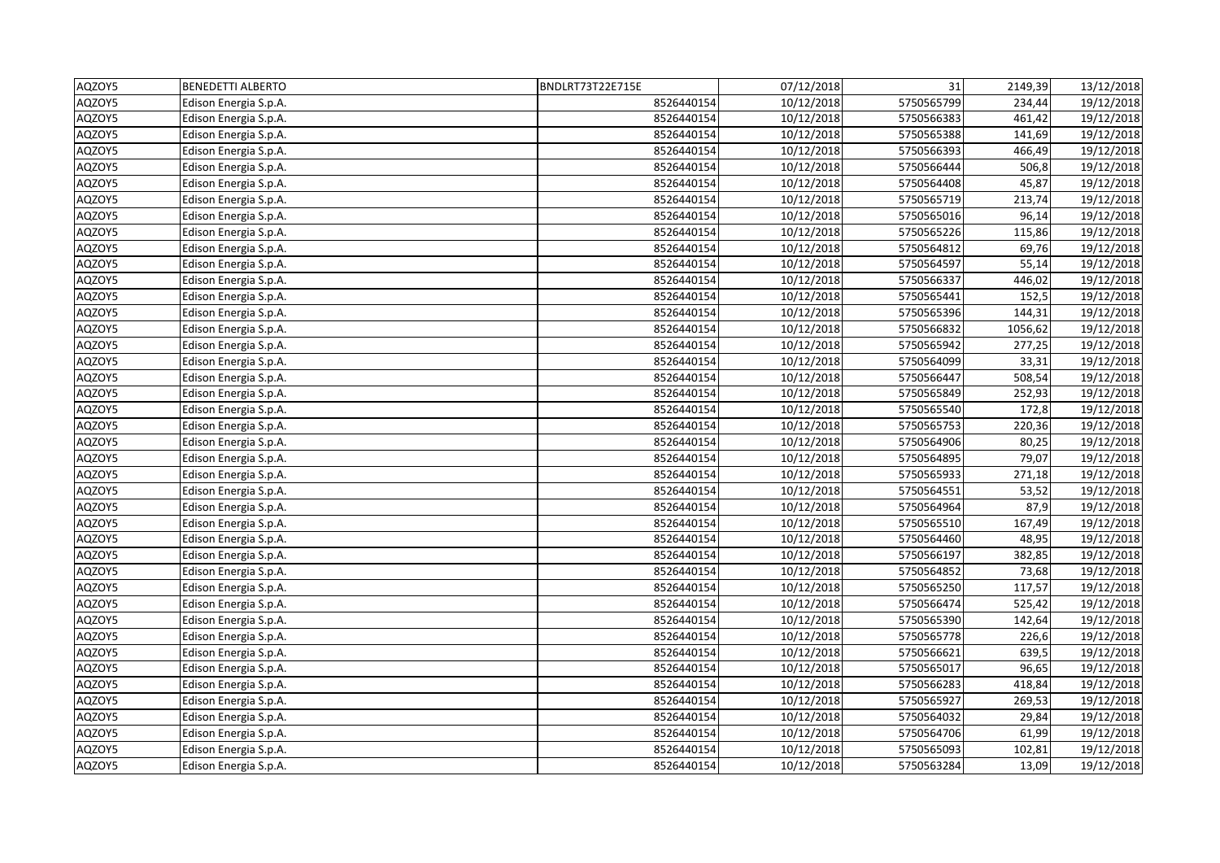| | | | | | | |
|---|---|---|---|---|---|---|
| AQZOY5 | BENEDETTI ALBERTO | BNDLRT73T22E715E | 07/12/2018 | 31 | 2149,39 | 13/12/2018 |
| AQZOY5 | Edison Energia S.p.A. | 8526440154 | 10/12/2018 | 5750565799 | 234,44 | 19/12/2018 |
| AQZOY5 | Edison Energia S.p.A. | 8526440154 | 10/12/2018 | 5750566383 | 461,42 | 19/12/2018 |
| AQZOY5 | Edison Energia S.p.A. | 8526440154 | 10/12/2018 | 5750565388 | 141,69 | 19/12/2018 |
| AQZOY5 | Edison Energia S.p.A. | 8526440154 | 10/12/2018 | 5750566393 | 466,49 | 19/12/2018 |
| AQZOY5 | Edison Energia S.p.A. | 8526440154 | 10/12/2018 | 5750566444 | 506,8 | 19/12/2018 |
| AQZOY5 | Edison Energia S.p.A. | 8526440154 | 10/12/2018 | 5750564408 | 45,87 | 19/12/2018 |
| AQZOY5 | Edison Energia S.p.A. | 8526440154 | 10/12/2018 | 5750565719 | 213,74 | 19/12/2018 |
| AQZOY5 | Edison Energia S.p.A. | 8526440154 | 10/12/2018 | 5750565016 | 96,14 | 19/12/2018 |
| AQZOY5 | Edison Energia S.p.A. | 8526440154 | 10/12/2018 | 5750565226 | 115,86 | 19/12/2018 |
| AQZOY5 | Edison Energia S.p.A. | 8526440154 | 10/12/2018 | 5750564812 | 69,76 | 19/12/2018 |
| AQZOY5 | Edison Energia S.p.A. | 8526440154 | 10/12/2018 | 5750564597 | 55,14 | 19/12/2018 |
| AQZOY5 | Edison Energia S.p.A. | 8526440154 | 10/12/2018 | 5750566337 | 446,02 | 19/12/2018 |
| AQZOY5 | Edison Energia S.p.A. | 8526440154 | 10/12/2018 | 5750565441 | 152,5 | 19/12/2018 |
| AQZOY5 | Edison Energia S.p.A. | 8526440154 | 10/12/2018 | 5750565396 | 144,31 | 19/12/2018 |
| AQZOY5 | Edison Energia S.p.A. | 8526440154 | 10/12/2018 | 5750566832 | 1056,62 | 19/12/2018 |
| AQZOY5 | Edison Energia S.p.A. | 8526440154 | 10/12/2018 | 5750565942 | 277,25 | 19/12/2018 |
| AQZOY5 | Edison Energia S.p.A. | 8526440154 | 10/12/2018 | 5750564099 | 33,31 | 19/12/2018 |
| AQZOY5 | Edison Energia S.p.A. | 8526440154 | 10/12/2018 | 5750566447 | 508,54 | 19/12/2018 |
| AQZOY5 | Edison Energia S.p.A. | 8526440154 | 10/12/2018 | 5750565849 | 252,93 | 19/12/2018 |
| AQZOY5 | Edison Energia S.p.A. | 8526440154 | 10/12/2018 | 5750565540 | 172,8 | 19/12/2018 |
| AQZOY5 | Edison Energia S.p.A. | 8526440154 | 10/12/2018 | 5750565753 | 220,36 | 19/12/2018 |
| AQZOY5 | Edison Energia S.p.A. | 8526440154 | 10/12/2018 | 5750564906 | 80,25 | 19/12/2018 |
| AQZOY5 | Edison Energia S.p.A. | 8526440154 | 10/12/2018 | 5750564895 | 79,07 | 19/12/2018 |
| AQZOY5 | Edison Energia S.p.A. | 8526440154 | 10/12/2018 | 5750565933 | 271,18 | 19/12/2018 |
| AQZOY5 | Edison Energia S.p.A. | 8526440154 | 10/12/2018 | 5750564551 | 53,52 | 19/12/2018 |
| AQZOY5 | Edison Energia S.p.A. | 8526440154 | 10/12/2018 | 5750564964 | 87,9 | 19/12/2018 |
| AQZOY5 | Edison Energia S.p.A. | 8526440154 | 10/12/2018 | 5750565510 | 167,49 | 19/12/2018 |
| AQZOY5 | Edison Energia S.p.A. | 8526440154 | 10/12/2018 | 5750564460 | 48,95 | 19/12/2018 |
| AQZOY5 | Edison Energia S.p.A. | 8526440154 | 10/12/2018 | 5750566197 | 382,85 | 19/12/2018 |
| AQZOY5 | Edison Energia S.p.A. | 8526440154 | 10/12/2018 | 5750564852 | 73,68 | 19/12/2018 |
| AQZOY5 | Edison Energia S.p.A. | 8526440154 | 10/12/2018 | 5750565250 | 117,57 | 19/12/2018 |
| AQZOY5 | Edison Energia S.p.A. | 8526440154 | 10/12/2018 | 5750566474 | 525,42 | 19/12/2018 |
| AQZOY5 | Edison Energia S.p.A. | 8526440154 | 10/12/2018 | 5750565390 | 142,64 | 19/12/2018 |
| AQZOY5 | Edison Energia S.p.A. | 8526440154 | 10/12/2018 | 5750565778 | 226,6 | 19/12/2018 |
| AQZOY5 | Edison Energia S.p.A. | 8526440154 | 10/12/2018 | 5750566621 | 639,5 | 19/12/2018 |
| AQZOY5 | Edison Energia S.p.A. | 8526440154 | 10/12/2018 | 5750565017 | 96,65 | 19/12/2018 |
| AQZOY5 | Edison Energia S.p.A. | 8526440154 | 10/12/2018 | 5750566283 | 418,84 | 19/12/2018 |
| AQZOY5 | Edison Energia S.p.A. | 8526440154 | 10/12/2018 | 5750565927 | 269,53 | 19/12/2018 |
| AQZOY5 | Edison Energia S.p.A. | 8526440154 | 10/12/2018 | 5750564032 | 29,84 | 19/12/2018 |
| AQZOY5 | Edison Energia S.p.A. | 8526440154 | 10/12/2018 | 5750564706 | 61,99 | 19/12/2018 |
| AQZOY5 | Edison Energia S.p.A. | 8526440154 | 10/12/2018 | 5750565093 | 102,81 | 19/12/2018 |
| AQZOY5 | Edison Energia S.p.A. | 8526440154 | 10/12/2018 | 5750563284 | 13,09 | 19/12/2018 |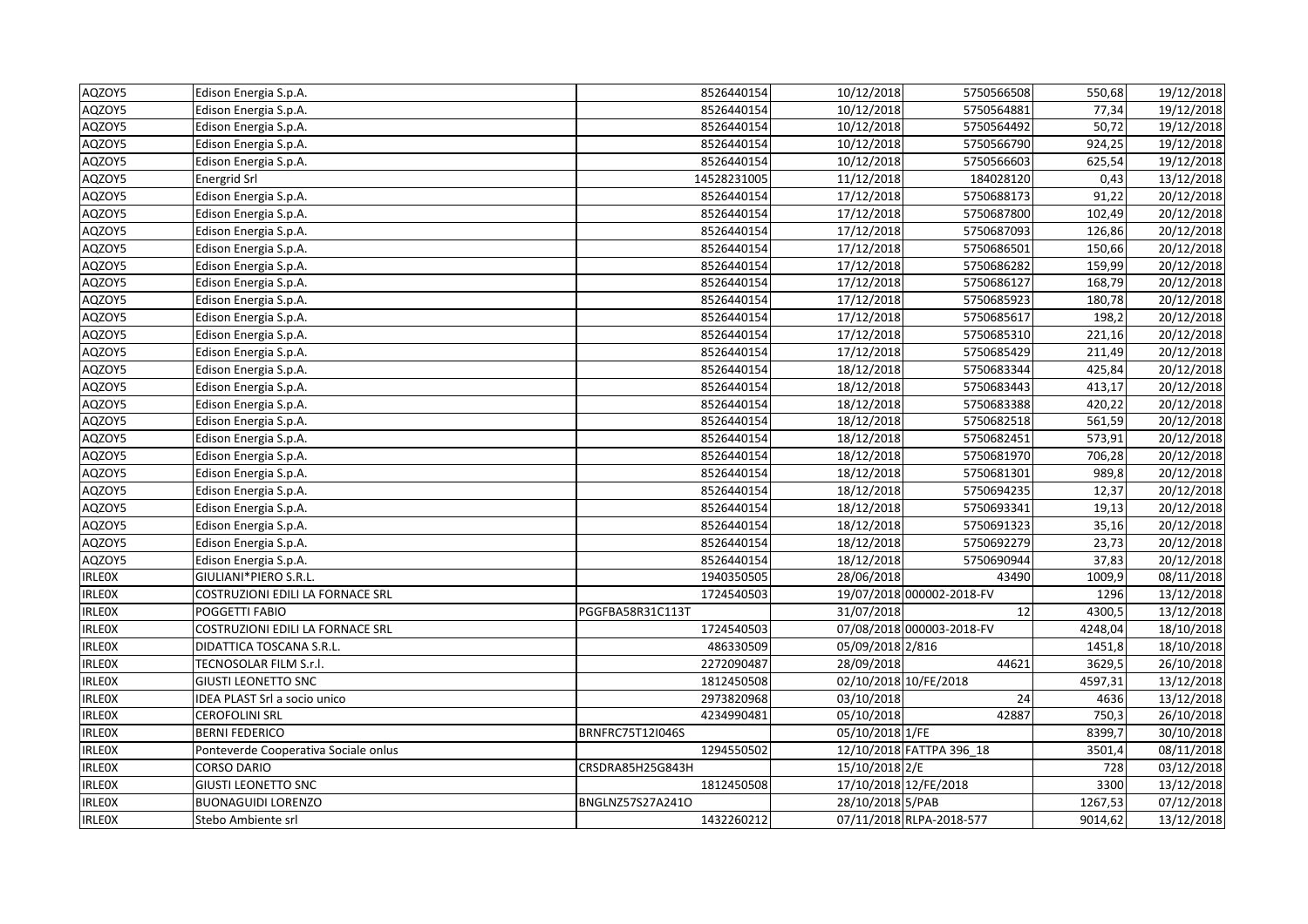| | | | | | | |
|---|---|---|---|---|---|---|
| AQZOY5 | Edison Energia S.p.A. | 8526440154 | 10/12/2018 | 5750566508 | 550,68 | 19/12/2018 |
| AQZOY5 | Edison Energia S.p.A. | 8526440154 | 10/12/2018 | 5750564881 | 77,34 | 19/12/2018 |
| AQZOY5 | Edison Energia S.p.A. | 8526440154 | 10/12/2018 | 5750564492 | 50,72 | 19/12/2018 |
| AQZOY5 | Edison Energia S.p.A. | 8526440154 | 10/12/2018 | 5750566790 | 924,25 | 19/12/2018 |
| AQZOY5 | Edison Energia S.p.A. | 8526440154 | 10/12/2018 | 5750566603 | 625,54 | 19/12/2018 |
| AQZOY5 | Energrid Srl | 14528231005 | 11/12/2018 | 184028120 | 0,43 | 13/12/2018 |
| AQZOY5 | Edison Energia S.p.A. | 8526440154 | 17/12/2018 | 5750688173 | 91,22 | 20/12/2018 |
| AQZOY5 | Edison Energia S.p.A. | 8526440154 | 17/12/2018 | 5750687800 | 102,49 | 20/12/2018 |
| AQZOY5 | Edison Energia S.p.A. | 8526440154 | 17/12/2018 | 5750687093 | 126,86 | 20/12/2018 |
| AQZOY5 | Edison Energia S.p.A. | 8526440154 | 17/12/2018 | 5750686501 | 150,66 | 20/12/2018 |
| AQZOY5 | Edison Energia S.p.A. | 8526440154 | 17/12/2018 | 5750686282 | 159,99 | 20/12/2018 |
| AQZOY5 | Edison Energia S.p.A. | 8526440154 | 17/12/2018 | 5750686127 | 168,79 | 20/12/2018 |
| AQZOY5 | Edison Energia S.p.A. | 8526440154 | 17/12/2018 | 5750685923 | 180,78 | 20/12/2018 |
| AQZOY5 | Edison Energia S.p.A. | 8526440154 | 17/12/2018 | 5750685617 | 198,2 | 20/12/2018 |
| AQZOY5 | Edison Energia S.p.A. | 8526440154 | 17/12/2018 | 5750685310 | 221,16 | 20/12/2018 |
| AQZOY5 | Edison Energia S.p.A. | 8526440154 | 17/12/2018 | 5750685429 | 211,49 | 20/12/2018 |
| AQZOY5 | Edison Energia S.p.A. | 8526440154 | 18/12/2018 | 5750683344 | 425,84 | 20/12/2018 |
| AQZOY5 | Edison Energia S.p.A. | 8526440154 | 18/12/2018 | 5750683443 | 413,17 | 20/12/2018 |
| AQZOY5 | Edison Energia S.p.A. | 8526440154 | 18/12/2018 | 5750683388 | 420,22 | 20/12/2018 |
| AQZOY5 | Edison Energia S.p.A. | 8526440154 | 18/12/2018 | 5750682518 | 561,59 | 20/12/2018 |
| AQZOY5 | Edison Energia S.p.A. | 8526440154 | 18/12/2018 | 5750682451 | 573,91 | 20/12/2018 |
| AQZOY5 | Edison Energia S.p.A. | 8526440154 | 18/12/2018 | 5750681970 | 706,28 | 20/12/2018 |
| AQZOY5 | Edison Energia S.p.A. | 8526440154 | 18/12/2018 | 5750681301 | 989,8 | 20/12/2018 |
| AQZOY5 | Edison Energia S.p.A. | 8526440154 | 18/12/2018 | 5750694235 | 12,37 | 20/12/2018 |
| AQZOY5 | Edison Energia S.p.A. | 8526440154 | 18/12/2018 | 5750693341 | 19,13 | 20/12/2018 |
| AQZOY5 | Edison Energia S.p.A. | 8526440154 | 18/12/2018 | 5750691323 | 35,16 | 20/12/2018 |
| AQZOY5 | Edison Energia S.p.A. | 8526440154 | 18/12/2018 | 5750692279 | 23,73 | 20/12/2018 |
| AQZOY5 | Edison Energia S.p.A. | 8526440154 | 18/12/2018 | 5750690944 | 37,83 | 20/12/2018 |
| IRLE0X | GIULIANI*PIERO S.R.L. | 1940350505 | 28/06/2018 | 43490 | 1009,9 | 08/11/2018 |
| IRLE0X | COSTRUZIONI EDILI LA FORNACE SRL | 1724540503 | 19/07/2018 | 000002-2018-FV | 1296 | 13/12/2018 |
| IRLE0X | POGGETTI FABIO | PGGFBA58R31C113T | 31/07/2018 | 12 | 4300,5 | 13/12/2018 |
| IRLE0X | COSTRUZIONI EDILI LA FORNACE SRL | 1724540503 | 07/08/2018 | 000003-2018-FV | 4248,04 | 18/10/2018 |
| IRLE0X | DIDATTICA TOSCANA S.R.L. | 486330509 | 05/09/2018 | 2/816 | 1451,8 | 18/10/2018 |
| IRLE0X | TECNOSOLAR FILM S.r.l. | 2272090487 | 28/09/2018 | 44621 | 3629,5 | 26/10/2018 |
| IRLE0X | GIUSTI LEONETTO SNC | 1812450508 | 02/10/2018 | 10/FE/2018 | 4597,31 | 13/12/2018 |
| IRLE0X | IDEA PLAST Srl a socio unico | 2973820968 | 03/10/2018 | 24 | 4636 | 13/12/2018 |
| IRLE0X | CEROFOLINI SRL | 4234990481 | 05/10/2018 | 42887 | 750,3 | 26/10/2018 |
| IRLE0X | BERNI FEDERICO | BRNFRC75T12I046S | 05/10/2018 | 1/FE | 8399,7 | 30/10/2018 |
| IRLE0X | Ponteverde Cooperativa Sociale onlus | 1294550502 | 12/10/2018 | FATTPA 396_18 | 3501,4 | 08/11/2018 |
| IRLE0X | CORSO DARIO | CRSDRA85H25G843H | 15/10/2018 | 2/E | 728 | 03/12/2018 |
| IRLE0X | GIUSTI LEONETTO SNC | 1812450508 | 17/10/2018 | 12/FE/2018 | 3300 | 13/12/2018 |
| IRLE0X | BUONAGUIDI LORENZO | BNGLNZ57S27A241O | 28/10/2018 | 5/PAB | 1267,53 | 07/12/2018 |
| IRLE0X | Stebo Ambiente srl | 1432260212 | 07/11/2018 | RLPA-2018-577 | 9014,62 | 13/12/2018 |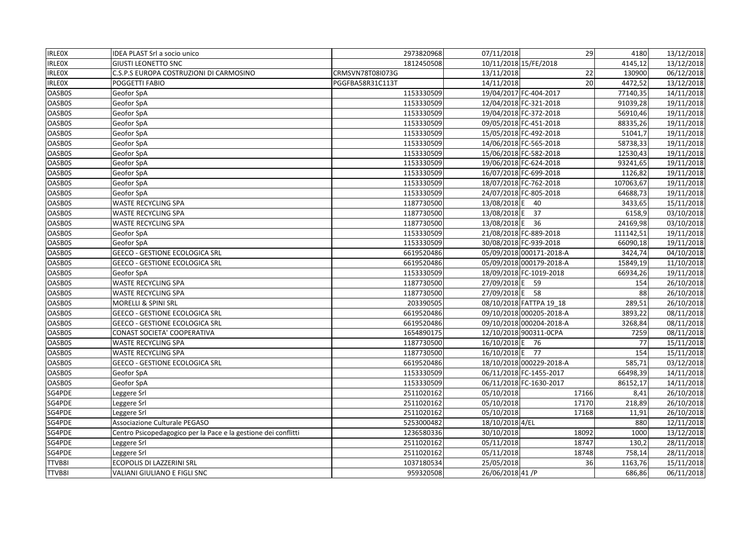| | | | | | | |
|---|---|---|---|---|---|---|
| IRLE0X | IDEA PLAST Srl a socio unico | 2973820968 | 07/11/2018 | 29 | 4180 | 13/12/2018 |
| IRLE0X | GIUSTI LEONETTO SNC | 1812450508 | 10/11/2018 | 15/FE/2018 | 4145,12 | 13/12/2018 |
| IRLE0X | C.S.P.S EUROPA COSTRUZIONI DI CARMOSINO | CRMSVN78T08I073G | 13/11/2018 | 22 | 130900 | 06/12/2018 |
| IRLE0X | POGGETTI FABIO | PGGFBA58R31C113T | 14/11/2018 | 20 | 4472,52 | 13/12/2018 |
| OASB0S | Geofor SpA | 1153330509 | 19/04/2017 | FC-404-2017 | 77140,35 | 14/11/2018 |
| OASB0S | Geofor SpA | 1153330509 | 12/04/2018 | FC-321-2018 | 91039,28 | 19/11/2018 |
| OASB0S | Geofor SpA | 1153330509 | 19/04/2018 | FC-372-2018 | 56910,46 | 19/11/2018 |
| OASB0S | Geofor SpA | 1153330509 | 09/05/2018 | FC-451-2018 | 88335,26 | 19/11/2018 |
| OASB0S | Geofor SpA | 1153330509 | 15/05/2018 | FC-492-2018 | 51041,7 | 19/11/2018 |
| OASB0S | Geofor SpA | 1153330509 | 14/06/2018 | FC-565-2018 | 58738,33 | 19/11/2018 |
| OASB0S | Geofor SpA | 1153330509 | 15/06/2018 | FC-582-2018 | 12530,43 | 19/11/2018 |
| OASB0S | Geofor SpA | 1153330509 | 19/06/2018 | FC-624-2018 | 93241,65 | 19/11/2018 |
| OASB0S | Geofor SpA | 1153330509 | 16/07/2018 | FC-699-2018 | 1126,82 | 19/11/2018 |
| OASB0S | Geofor SpA | 1153330509 | 18/07/2018 | FC-762-2018 | 107063,67 | 19/11/2018 |
| OASB0S | Geofor SpA | 1153330509 | 24/07/2018 | FC-805-2018 | 64688,73 | 19/11/2018 |
| OASB0S | WASTE RECYCLING SPA | 1187730500 | 13/08/2018 | E 40 | 3433,65 | 15/11/2018 |
| OASB0S | WASTE RECYCLING SPA | 1187730500 | 13/08/2018 | E 37 | 6158,9 | 03/10/2018 |
| OASB0S | WASTE RECYCLING SPA | 1187730500 | 13/08/2018 | E 36 | 24169,98 | 03/10/2018 |
| OASB0S | Geofor SpA | 1153330509 | 21/08/2018 | FC-889-2018 | 111142,51 | 19/11/2018 |
| OASB0S | Geofor SpA | 1153330509 | 30/08/2018 | FC-939-2018 | 66090,18 | 19/11/2018 |
| OASB0S | GEECO - GESTIONE ECOLOGICA SRL | 6619520486 | 05/09/2018 | 000171-2018-A | 3424,74 | 04/10/2018 |
| OASB0S | GEECO - GESTIONE ECOLOGICA SRL | 6619520486 | 05/09/2018 | 000179-2018-A | 15849,19 | 11/10/2018 |
| OASB0S | Geofor SpA | 1153330509 | 18/09/2018 | FC-1019-2018 | 66934,26 | 19/11/2018 |
| OASB0S | WASTE RECYCLING SPA | 1187730500 | 27/09/2018 | E 59 | 154 | 26/10/2018 |
| OASB0S | WASTE RECYCLING SPA | 1187730500 | 27/09/2018 | E 58 | 88 | 26/10/2018 |
| OASB0S | MORELLI & SPINI SRL | 203390505 | 08/10/2018 | FATTPA 19_18 | 289,51 | 26/10/2018 |
| OASB0S | GEECO - GESTIONE ECOLOGICA SRL | 6619520486 | 09/10/2018 | 000205-2018-A | 3893,22 | 08/11/2018 |
| OASB0S | GEECO - GESTIONE ECOLOGICA SRL | 6619520486 | 09/10/2018 | 000204-2018-A | 3268,84 | 08/11/2018 |
| OASB0S | CONAST SOCIETA' COOPERATIVA | 1654890175 | 12/10/2018 | 900311-0CPA | 7259 | 08/11/2018 |
| OASB0S | WASTE RECYCLING SPA | 1187730500 | 16/10/2018 | E 76 | 77 | 15/11/2018 |
| OASB0S | WASTE RECYCLING SPA | 1187730500 | 16/10/2018 | E 77 | 154 | 15/11/2018 |
| OASB0S | GEECO - GESTIONE ECOLOGICA SRL | 6619520486 | 18/10/2018 | 000229-2018-A | 585,71 | 03/12/2018 |
| OASB0S | Geofor SpA | 1153330509 | 06/11/2018 | FC-1455-2017 | 66498,39 | 14/11/2018 |
| OASB0S | Geofor SpA | 1153330509 | 06/11/2018 | FC-1630-2017 | 86152,17 | 14/11/2018 |
| SG4PDE | Leggere Srl | 2511020162 | 05/10/2018 | 17166 | 8,41 | 26/10/2018 |
| SG4PDE | Leggere Srl | 2511020162 | 05/10/2018 | 17170 | 218,89 | 26/10/2018 |
| SG4PDE | Leggere Srl | 2511020162 | 05/10/2018 | 17168 | 11,91 | 26/10/2018 |
| SG4PDE | Associazione Culturale PEGASO | 5253000482 | 18/10/2018 | 4/EL | 880 | 12/11/2018 |
| SG4PDE | Centro Psicopedagogico per la Pace e la gestione dei conflitti | 1236580336 | 30/10/2018 | 18092 | 1000 | 13/12/2018 |
| SG4PDE | Leggere Srl | 2511020162 | 05/11/2018 | 18747 | 130,2 | 28/11/2018 |
| SG4PDE | Leggere Srl | 2511020162 | 05/11/2018 | 18748 | 758,14 | 28/11/2018 |
| TTVB8I | ECOPOLIS DI LAZZERINI SRL | 1037180534 | 25/05/2018 | 36 | 1163,76 | 15/11/2018 |
| TTVB8I | VALIANI GIULIANO E FIGLI SNC | 959320508 | 26/06/2018 | 41 /P | 686,86 | 06/11/2018 |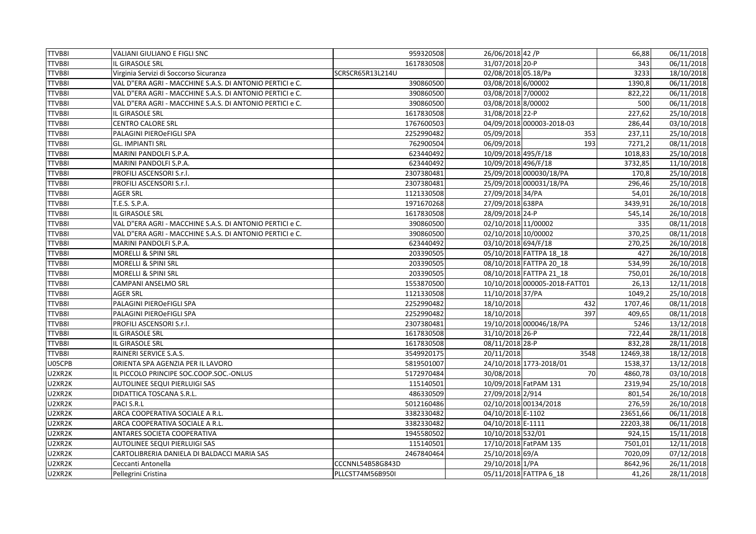| | | | | | | |
|---|---|---|---|---|---|---|
| TTVB8I | VALIANI GIULIANO E FIGLI SNC | 959320508 | 26/06/2018 | 42 /P | 66,88 | 06/11/2018 |
| TTVB8I | IL GIRASOLE SRL | 1617830508 | 31/07/2018 | 20-P | 343 | 06/11/2018 |
| TTVB8I | Virginia Servizi di Soccorso Sicuranza | SCRSCR65R13L214U | 02/08/2018 | 05.18/Pa | 3233 | 18/10/2018 |
| TTVB8I | VAL D"ERA AGRI - MACCHINE S.A.S. DI ANTONIO PERTICI e C. | 390860500 | 03/08/2018 | 6/00002 | 1390,8 | 06/11/2018 |
| TTVB8I | VAL D"ERA AGRI - MACCHINE S.A.S. DI ANTONIO PERTICI e C. | 390860500 | 03/08/2018 | 7/00002 | 822,22 | 06/11/2018 |
| TTVB8I | VAL D"ERA AGRI - MACCHINE S.A.S. DI ANTONIO PERTICI e C. | 390860500 | 03/08/2018 | 8/00002 | 500 | 06/11/2018 |
| TTVB8I | IL GIRASOLE SRL | 1617830508 | 31/08/2018 | 22-P | 227,62 | 25/10/2018 |
| TTVB8I | CENTRO CALORE SRL | 1767600503 | 04/09/2018 | 000003-2018-03 | 286,44 | 03/10/2018 |
| TTVB8I | PALAGINI PIEROeFIGLI SPA | 2252990482 | 05/09/2018 | 353 | 237,11 | 25/10/2018 |
| TTVB8I | GL. IMPIANTI SRL | 762900504 | 06/09/2018 | 193 | 7271,2 | 08/11/2018 |
| TTVB8I | MARINI PANDOLFI S.P.A. | 623440492 | 10/09/2018 | 495/F/18 | 1018,83 | 25/10/2018 |
| TTVB8I | MARINI PANDOLFI S.P.A. | 623440492 | 10/09/2018 | 496/F/18 | 3732,85 | 11/10/2018 |
| TTVB8I | PROFILI ASCENSORI S.r.l. | 2307380481 | 25/09/2018 | 000030/18/PA | 170,8 | 25/10/2018 |
| TTVB8I | PROFILI ASCENSORI S.r.l. | 2307380481 | 25/09/2018 | 000031/18/PA | 296,46 | 25/10/2018 |
| TTVB8I | AGER SRL | 1121330508 | 27/09/2018 | 34/PA | 54,01 | 26/10/2018 |
| TTVB8I | T.E.S. S.P.A. | 1971670268 | 27/09/2018 | 638PA | 3439,91 | 26/10/2018 |
| TTVB8I | IL GIRASOLE SRL | 1617830508 | 28/09/2018 | 24-P | 545,14 | 26/10/2018 |
| TTVB8I | VAL D"ERA AGRI - MACCHINE S.A.S. DI ANTONIO PERTICI e C. | 390860500 | 02/10/2018 | 11/00002 | 335 | 08/11/2018 |
| TTVB8I | VAL D"ERA AGRI - MACCHINE S.A.S. DI ANTONIO PERTICI e C. | 390860500 | 02/10/2018 | 10/00002 | 370,25 | 08/11/2018 |
| TTVB8I | MARINI PANDOLFI S.P.A. | 623440492 | 03/10/2018 | 694/F/18 | 270,25 | 26/10/2018 |
| TTVB8I | MORELLI & SPINI SRL | 203390505 | 05/10/2018 | FATTPA 18_18 | 427 | 26/10/2018 |
| TTVB8I | MORELLI & SPINI SRL | 203390505 | 08/10/2018 | FATTPA 20_18 | 534,99 | 26/10/2018 |
| TTVB8I | MORELLI & SPINI SRL | 203390505 | 08/10/2018 | FATTPA 21_18 | 750,01 | 26/10/2018 |
| TTVB8I | CAMPANI ANSELMO SRL | 1553870500 | 10/10/2018 | 000005-2018-FATT01 | 26,13 | 12/11/2018 |
| TTVB8I | AGER SRL | 1121330508 | 11/10/2018 | 37/PA | 1049,2 | 25/10/2018 |
| TTVB8I | PALAGINI PIEROeFIGLI SPA | 2252990482 | 18/10/2018 | 432 | 1707,46 | 08/11/2018 |
| TTVB8I | PALAGINI PIEROeFIGLI SPA | 2252990482 | 18/10/2018 | 397 | 409,65 | 08/11/2018 |
| TTVB8I | PROFILI ASCENSORI S.r.l. | 2307380481 | 19/10/2018 | 000046/18/PA | 5246 | 13/12/2018 |
| TTVB8I | IL GIRASOLE SRL | 1617830508 | 31/10/2018 | 26-P | 722,44 | 28/11/2018 |
| TTVB8I | IL GIRASOLE SRL | 1617830508 | 08/11/2018 | 28-P | 832,28 | 28/11/2018 |
| TTVB8I | RAINERI SERVICE S.A.S. | 3549920175 | 20/11/2018 | 3548 | 12469,38 | 18/12/2018 |
| U05CPB | ORIENTA SPA AGENZIA PER IL LAVORO | 5819501007 | 24/10/2018 | 1773-2018/01 | 1538,37 | 13/12/2018 |
| U2XR2K | IL PICCOLO PRINCIPE SOC.COOP.SOC.-ONLUS | 5172970484 | 30/08/2018 | 70 | 4860,78 | 03/10/2018 |
| U2XR2K | AUTOLINEE SEQUI PIERLUIGI SAS | 115140501 | 10/09/2018 | FatPAM 131 | 2319,94 | 25/10/2018 |
| U2XR2K | DIDATTICA TOSCANA S.R.L. | 486330509 | 27/09/2018 | 2/914 | 801,54 | 26/10/2018 |
| U2XR2K | PACI S.R.L | 5012160486 | 02/10/2018 | 00134/2018 | 276,59 | 26/10/2018 |
| U2XR2K | ARCA COOPERATIVA SOCIALE A R.L. | 3382330482 | 04/10/2018 | E-1102 | 23651,66 | 06/11/2018 |
| U2XR2K | ARCA COOPERATIVA SOCIALE A R.L. | 3382330482 | 04/10/2018 | E-1111 | 22203,38 | 06/11/2018 |
| U2XR2K | ANTARES SOCIETA COOPERATIVA | 1945580502 | 10/10/2018 | 532/01 | 924,15 | 15/11/2018 |
| U2XR2K | AUTOLINEE SEQUI PIERLUIGI SAS | 115140501 | 17/10/2018 | FatPAM 135 | 7501,01 | 12/11/2018 |
| U2XR2K | CARTOLIBRERIA DANIELA DI BALDACCI MARIA SAS | 2467840464 | 25/10/2018 | 69/A | 7020,09 | 07/12/2018 |
| U2XR2K | Ceccanti Antonella | CCCNNL54B58G843D | 29/10/2018 | 1/PA | 8642,96 | 26/11/2018 |
| U2XR2K | Pellegrini Cristina | PLLCST74M56B950I | 05/11/2018 | FATTPA 6_18 | 41,26 | 28/11/2018 |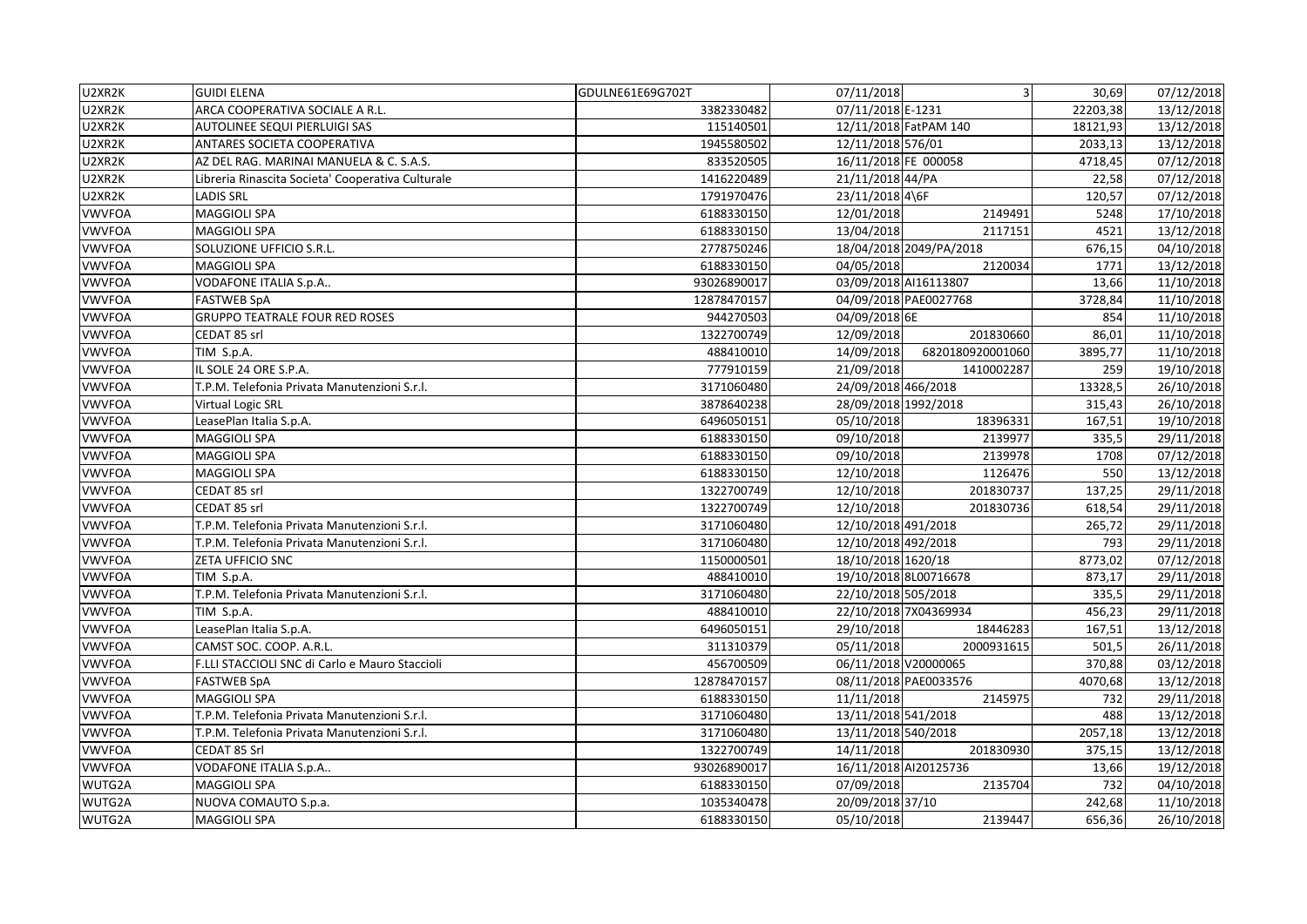| | | | | | | |
|---|---|---|---|---|---|---|
| U2XR2K | GUIDI ELENA | GDULNE61E69G702T | 07/11/2018 | 3 | 30,69 | 07/12/2018 |
| U2XR2K | ARCA COOPERATIVA SOCIALE A R.L. | 3382330482 | 07/11/2018 | E-1231 | 22203,38 | 13/12/2018 |
| U2XR2K | AUTOLINEE SEQUI PIERLUIGI SAS | 115140501 | 12/11/2018 | FatPAM 140 | 18121,93 | 13/12/2018 |
| U2XR2K | ANTARES SOCIETA COOPERATIVA | 1945580502 | 12/11/2018 | 576/01 | 2033,13 | 13/12/2018 |
| U2XR2K | AZ DEL RAG. MARINAI MANUELA & C. S.A.S. | 833520505 | 16/11/2018 | FE 000058 | 4718,45 | 07/12/2018 |
| U2XR2K | Libreria Rinascita Societa' Cooperativa Culturale | 1416220489 | 21/11/2018 | 44/PA | 22,58 | 07/12/2018 |
| U2XR2K | LADIS SRL | 1791970476 | 23/11/2018 | 4\6F | 120,57 | 07/12/2018 |
| VWVFOA | MAGGIOLI SPA | 6188330150 | 12/01/2018 | 2149491 | 5248 | 17/10/2018 |
| VWVFOA | MAGGIOLI SPA | 6188330150 | 13/04/2018 | 2117151 | 4521 | 13/12/2018 |
| VWVFOA | SOLUZIONE UFFICIO S.R.L. | 2778750246 | 18/04/2018 | 2049/PA/2018 | 676,15 | 04/10/2018 |
| VWVFOA | MAGGIOLI SPA | 6188330150 | 04/05/2018 | 2120034 | 1771 | 13/12/2018 |
| VWVFOA | VODAFONE ITALIA S.p.A.. | 93026890017 | 03/09/2018 | AI16113807 | 13,66 | 11/10/2018 |
| VWVFOA | FASTWEB SpA | 12878470157 | 04/09/2018 | PAE0027768 | 3728,84 | 11/10/2018 |
| VWVFOA | GRUPPO TEATRALE FOUR RED ROSES | 944270503 | 04/09/2018 | 6E | 854 | 11/10/2018 |
| VWVFOA | CEDAT 85 srl | 1322700749 | 12/09/2018 | 201830660 | 86,01 | 11/10/2018 |
| VWVFOA | TIM S.p.A. | 488410010 | 14/09/2018 | 6820180920001060 | 3895,77 | 11/10/2018 |
| VWVFOA | IL SOLE 24 ORE S.P.A. | 777910159 | 21/09/2018 | 1410002287 | 259 | 19/10/2018 |
| VWVFOA | T.P.M. Telefonia Privata Manutenzioni S.r.l. | 3171060480 | 24/09/2018 | 466/2018 | 13328,5 | 26/10/2018 |
| VWVFOA | Virtual Logic SRL | 3878640238 | 28/09/2018 | 1992/2018 | 315,43 | 26/10/2018 |
| VWVFOA | LeasePlan Italia S.p.A. | 6496050151 | 05/10/2018 | 18396331 | 167,51 | 19/10/2018 |
| VWVFOA | MAGGIOLI SPA | 6188330150 | 09/10/2018 | 2139977 | 335,5 | 29/11/2018 |
| VWVFOA | MAGGIOLI SPA | 6188330150 | 09/10/2018 | 2139978 | 1708 | 07/12/2018 |
| VWVFOA | MAGGIOLI SPA | 6188330150 | 12/10/2018 | 1126476 | 550 | 13/12/2018 |
| VWVFOA | CEDAT 85 srl | 1322700749 | 12/10/2018 | 201830737 | 137,25 | 29/11/2018 |
| VWVFOA | CEDAT 85 srl | 1322700749 | 12/10/2018 | 201830736 | 618,54 | 29/11/2018 |
| VWVFOA | T.P.M. Telefonia Privata Manutenzioni S.r.l. | 3171060480 | 12/10/2018 | 491/2018 | 265,72 | 29/11/2018 |
| VWVFOA | T.P.M. Telefonia Privata Manutenzioni S.r.l. | 3171060480 | 12/10/2018 | 492/2018 | 793 | 29/11/2018 |
| VWVFOA | ZETA UFFICIO SNC | 1150000501 | 18/10/2018 | 1620/18 | 8773,02 | 07/12/2018 |
| VWVFOA | TIM S.p.A. | 488410010 | 19/10/2018 | 8L00716678 | 873,17 | 29/11/2018 |
| VWVFOA | T.P.M. Telefonia Privata Manutenzioni S.r.l. | 3171060480 | 22/10/2018 | 505/2018 | 335,5 | 29/11/2018 |
| VWVFOA | TIM S.p.A. | 488410010 | 22/10/2018 | 7X04369934 | 456,23 | 29/11/2018 |
| VWVFOA | LeasePlan Italia S.p.A. | 6496050151 | 29/10/2018 | 18446283 | 167,51 | 13/12/2018 |
| VWVFOA | CAMST SOC. COOP. A.R.L. | 311310379 | 05/11/2018 | 2000931615 | 501,5 | 26/11/2018 |
| VWVFOA | F.LLI STACCIOLI SNC di Carlo e Mauro Staccioli | 456700509 | 06/11/2018 | V20000065 | 370,88 | 03/12/2018 |
| VWVFOA | FASTWEB SpA | 12878470157 | 08/11/2018 | PAE0033576 | 4070,68 | 13/12/2018 |
| VWVFOA | MAGGIOLI SPA | 6188330150 | 11/11/2018 | 2145975 | 732 | 29/11/2018 |
| VWVFOA | T.P.M. Telefonia Privata Manutenzioni S.r.l. | 3171060480 | 13/11/2018 | 541/2018 | 488 | 13/12/2018 |
| VWVFOA | T.P.M. Telefonia Privata Manutenzioni S.r.l. | 3171060480 | 13/11/2018 | 540/2018 | 2057,18 | 13/12/2018 |
| VWVFOA | CEDAT 85 Srl | 1322700749 | 14/11/2018 | 201830930 | 375,15 | 13/12/2018 |
| VWVFOA | VODAFONE ITALIA S.p.A.. | 93026890017 | 16/11/2018 | AI20125736 | 13,66 | 19/12/2018 |
| WUTG2A | MAGGIOLI SPA | 6188330150 | 07/09/2018 | 2135704 | 732 | 04/10/2018 |
| WUTG2A | NUOVA COMAUTO S.p.a. | 1035340478 | 20/09/2018 | 37/10 | 242,68 | 11/10/2018 |
| WUTG2A | MAGGIOLI SPA | 6188330150 | 05/10/2018 | 2139447 | 656,36 | 26/10/2018 |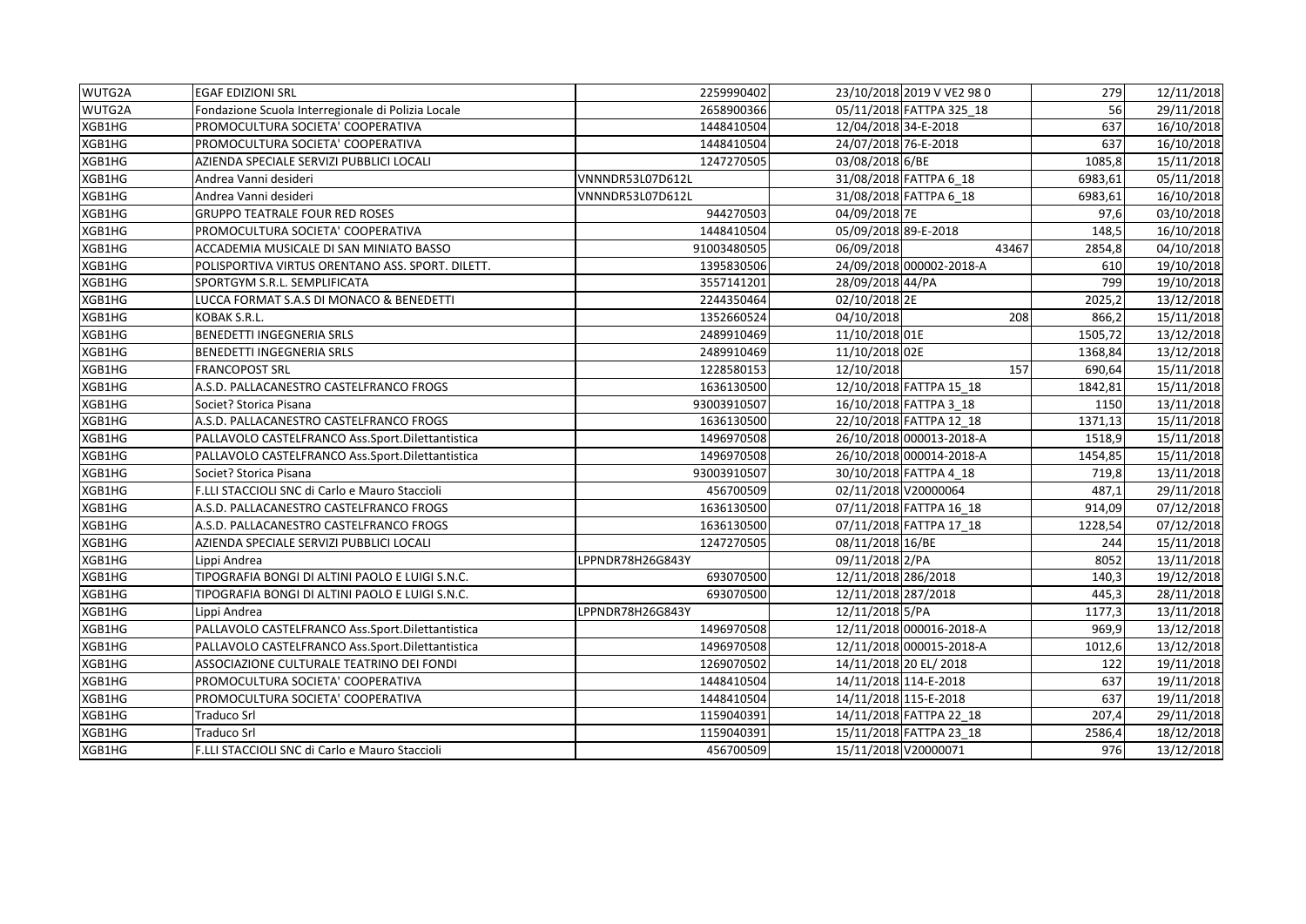| | | | | | | |
|---|---|---|---|---|---|---|
| WUTG2A | EGAF EDIZIONI SRL | 2259990402 | 23/10/2018 | 2019 V VE2 98 0 | 279 | 12/11/2018 |
| WUTG2A | Fondazione Scuola Interregionale di Polizia Locale | 2658900366 | 05/11/2018 | FATTPA 325_18 | 56 | 29/11/2018 |
| XGB1HG | PROMOCULTURA SOCIETA' COOPERATIVA | 1448410504 | 12/04/2018 | 34-E-2018 | 637 | 16/10/2018 |
| XGB1HG | PROMOCULTURA SOCIETA' COOPERATIVA | 1448410504 | 24/07/2018 | 76-E-2018 | 637 | 16/10/2018 |
| XGB1HG | AZIENDA SPECIALE SERVIZI PUBBLICI LOCALI | 1247270505 | 03/08/2018 | 6/BE | 1085,8 | 15/11/2018 |
| XGB1HG | Andrea Vanni desideri | VNNNDR53L07D612L | 31/08/2018 | FATTPA 6_18 | 6983,61 | 05/11/2018 |
| XGB1HG | Andrea Vanni desideri | VNNNDR53L07D612L | 31/08/2018 | FATTPA 6_18 | 6983,61 | 16/10/2018 |
| XGB1HG | GRUPPO TEATRALE FOUR RED ROSES | 944270503 | 04/09/2018 | 7E | 97,6 | 03/10/2018 |
| XGB1HG | PROMOCULTURA SOCIETA' COOPERATIVA | 1448410504 | 05/09/2018 | 89-E-2018 | 148,5 | 16/10/2018 |
| XGB1HG | ACCADEMIA MUSICALE DI SAN MINIATO BASSO | 91003480505 | 06/09/2018 | 43467 | 2854,8 | 04/10/2018 |
| XGB1HG | POLISPORTIVA VIRTUS ORENTANO ASS. SPORT. DILETT. | 1395830506 | 24/09/2018 | 000002-2018-A | 610 | 19/10/2018 |
| XGB1HG | SPORTGYM S.R.L. SEMPLIFICATA | 3557141201 | 28/09/2018 | 44/PA | 799 | 19/10/2018 |
| XGB1HG | LUCCA FORMAT S.A.S DI MONACO & BENEDETTI | 2244350464 | 02/10/2018 | 2E | 2025,2 | 13/12/2018 |
| XGB1HG | KOBAK S.R.L. | 1352660524 | 04/10/2018 | 208 | 866,2 | 15/11/2018 |
| XGB1HG | BENEDETTI INGEGNERIA SRLS | 2489910469 | 11/10/2018 | 01E | 1505,72 | 13/12/2018 |
| XGB1HG | BENEDETTI INGEGNERIA SRLS | 2489910469 | 11/10/2018 | 02E | 1368,84 | 13/12/2018 |
| XGB1HG | FRANCOPOST SRL | 1228580153 | 12/10/2018 | 157 | 690,64 | 15/11/2018 |
| XGB1HG | A.S.D. PALLACANESTRO CASTELFRANCO FROGS | 1636130500 | 12/10/2018 | FATTPA 15_18 | 1842,81 | 15/11/2018 |
| XGB1HG | Societ? Storica Pisana | 93003910507 | 16/10/2018 | FATTPA 3_18 | 1150 | 13/11/2018 |
| XGB1HG | A.S.D. PALLACANESTRO CASTELFRANCO FROGS | 1636130500 | 22/10/2018 | FATTPA 12_18 | 1371,13 | 15/11/2018 |
| XGB1HG | PALLAVOLO CASTELFRANCO Ass.Sport.Dilettantistica | 1496970508 | 26/10/2018 | 000013-2018-A | 1518,9 | 15/11/2018 |
| XGB1HG | PALLAVOLO CASTELFRANCO Ass.Sport.Dilettantistica | 1496970508 | 26/10/2018 | 000014-2018-A | 1454,85 | 15/11/2018 |
| XGB1HG | Societ? Storica Pisana | 93003910507 | 30/10/2018 | FATTPA 4_18 | 719,8 | 13/11/2018 |
| XGB1HG | F.LLI STACCIOLI SNC di Carlo e Mauro Staccioli | 456700509 | 02/11/2018 | V20000064 | 487,1 | 29/11/2018 |
| XGB1HG | A.S.D. PALLACANESTRO CASTELFRANCO FROGS | 1636130500 | 07/11/2018 | FATTPA 16_18 | 914,09 | 07/12/2018 |
| XGB1HG | A.S.D. PALLACANESTRO CASTELFRANCO FROGS | 1636130500 | 07/11/2018 | FATTPA 17_18 | 1228,54 | 07/12/2018 |
| XGB1HG | AZIENDA SPECIALE SERVIZI PUBBLICI LOCALI | 1247270505 | 08/11/2018 | 16/BE | 244 | 15/11/2018 |
| XGB1HG | Lippi Andrea | LPPNDR78H26G843Y | 09/11/2018 | 2/PA | 8052 | 13/11/2018 |
| XGB1HG | TIPOGRAFIA BONGI DI ALTINI PAOLO E LUIGI S.N.C. | 693070500 | 12/11/2018 | 286/2018 | 140,3 | 19/12/2018 |
| XGB1HG | TIPOGRAFIA BONGI DI ALTINI PAOLO E LUIGI S.N.C. | 693070500 | 12/11/2018 | 287/2018 | 445,3 | 28/11/2018 |
| XGB1HG | Lippi Andrea | LPPNDR78H26G843Y | 12/11/2018 | 5/PA | 1177,3 | 13/11/2018 |
| XGB1HG | PALLAVOLO CASTELFRANCO Ass.Sport.Dilettantistica | 1496970508 | 12/11/2018 | 000016-2018-A | 969,9 | 13/12/2018 |
| XGB1HG | PALLAVOLO CASTELFRANCO Ass.Sport.Dilettantistica | 1496970508 | 12/11/2018 | 000015-2018-A | 1012,6 | 13/12/2018 |
| XGB1HG | ASSOCIAZIONE CULTURALE TEATRINO DEI FONDI | 1269070502 | 14/11/2018 | 20 EL/ 2018 | 122 | 19/11/2018 |
| XGB1HG | PROMOCULTURA SOCIETA' COOPERATIVA | 1448410504 | 14/11/2018 | 114-E-2018 | 637 | 19/11/2018 |
| XGB1HG | PROMOCULTURA SOCIETA' COOPERATIVA | 1448410504 | 14/11/2018 | 115-E-2018 | 637 | 19/11/2018 |
| XGB1HG | Traduco Srl | 1159040391 | 14/11/2018 | FATTPA 22_18 | 207,4 | 29/11/2018 |
| XGB1HG | Traduco Srl | 1159040391 | 15/11/2018 | FATTPA 23_18 | 2586,4 | 18/12/2018 |
| XGB1HG | F.LLI STACCIOLI SNC di Carlo e Mauro Staccioli | 456700509 | 15/11/2018 | V20000071 | 976 | 13/12/2018 |